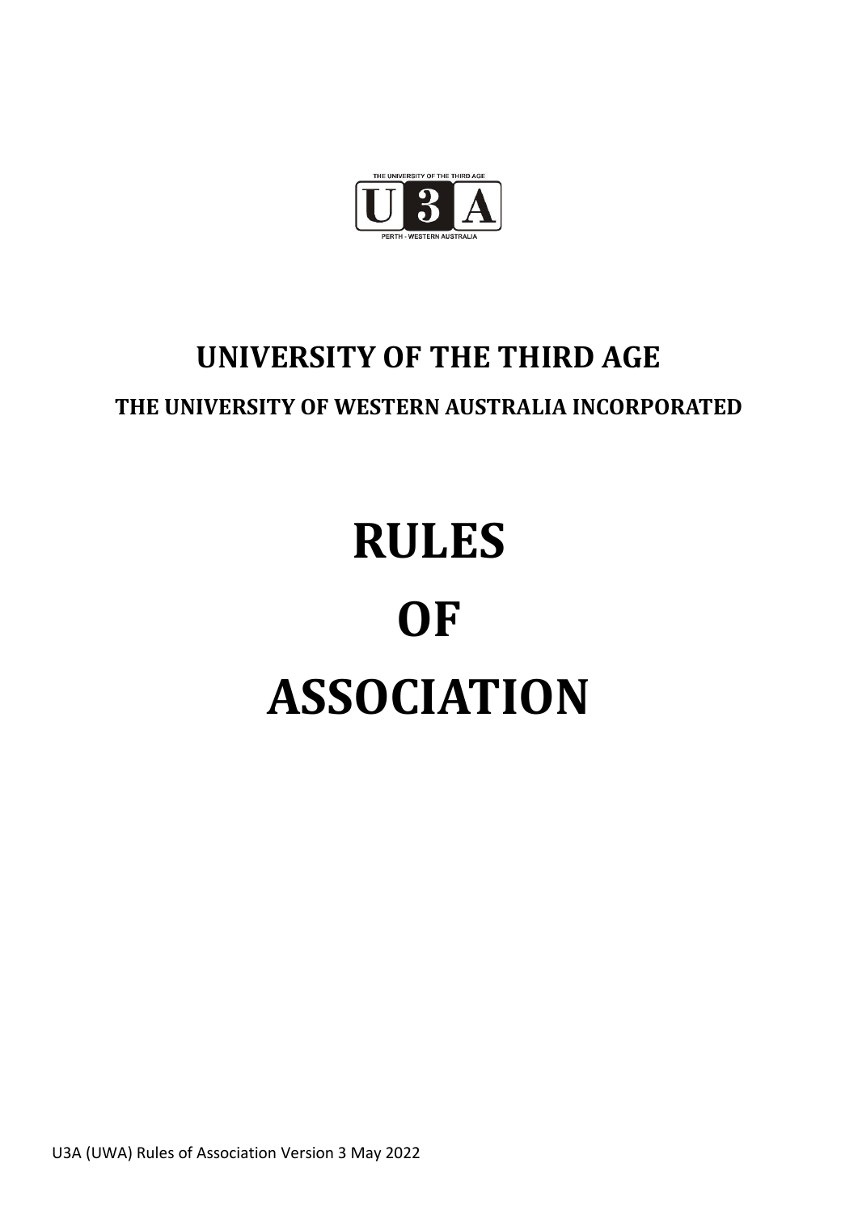THE UNIVERSITY OF THE THIRD AGE

U3A

PERTH - WESTERN AUSTRALIA

# UNIVERSITY OF THE THIRD AGE

## THE UNIVERSITY OF WESTERN AUSTRALIA INCORPORATED

# RULES

# OF

# ASSOCIATION

U3A (UWA) Rules of Association Version 3 May 2022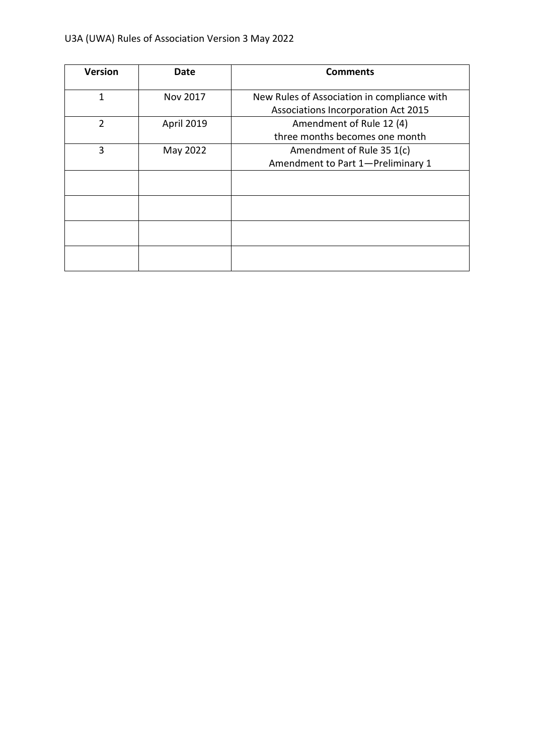| Version | Date | Comments |
| --- | --- | --- |
| 1 | Nov 2017 | New Rules of Association in compliance with Associations Incorporation Act 2015 |
| 2 | April 2019 | Amendment of Rule 12 (4) three months becomes one month |
| 3 | May 2022 | Amendment of Rule 35 1(c) Amendment to Part 1—Preliminary 1 |
| | | |
| | | |
| | | |
| | | |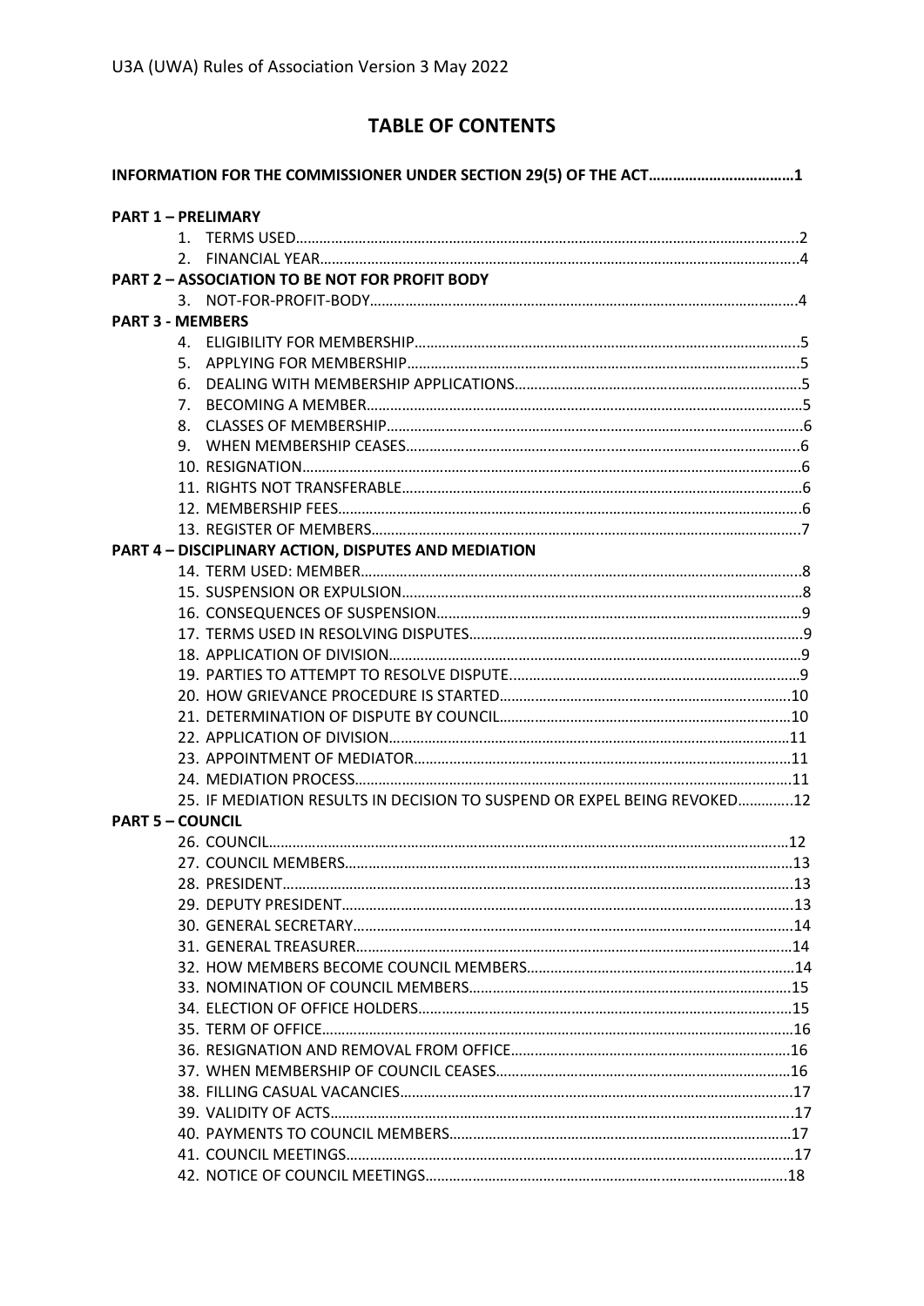## TABLE OF CONTENTS

**INFORMATION FOR THE COMMISSIONER UNDER SECTION 29(5) OF THE ACT……………………………1**

**PART 1 – PRELIMARY**

1. TERMS USED……………………………………………………………………………………………2
2. FINANCIAL YEAR……………………………………………………………………………………4

**PART 2 – ASSOCIATION TO BE NOT FOR PROFIT BODY**

3. NOT-FOR-PROFIT-BODY……………………………………………………………………………4

**PART 3 - MEMBERS**

4. ELIGIBILITY FOR MEMBERSHIP………………………………………………………………5
5. APPLYING FOR MEMBERSHIP…………………………………………………………………5
6. DEALING WITH MEMBERSHIP APPLICATIONS……………………………………………5
7. BECOMING A MEMBER……………………………………………………………………………5
8. CLASSES OF MEMBERSHIP………………………………………………………………………6
9. WHEN MEMBERSHIP CEASES…………………………………………………………………6
10. RESIGNATION…………………………………………………………………………………………6
11. RIGHTS NOT TRANSFERABLE…………………………………………………………………6
12. MEMBERSHIP FEES…………………………………………………………………………………6
13. REGISTER OF MEMBERS…………………………………………………………………………7

**PART 4 – DISCIPLINARY ACTION, DISPUTES AND MEDIATION**

14. TERM USED: MEMBER……………………………………………………………………………8
15. SUSPENSION OR EXPULSION…………………………………………………………………8
16. CONSEQUENCES OF SUSPENSION……………………………………………………………9
17. TERMS USED IN RESOLVING DISPUTES……………………………………………………9
18. APPLICATION OF DIVISION……………………………………………………………………9
19. PARTIES TO ATTEMPT TO RESOLVE DISPUTE……………………………………………9
20. HOW GRIEVANCE PROCEDURE IS STARTED……………………………………………10
21. DETERMINATION OF DISPUTE BY COUNCIL……………………………………………10
22. APPLICATION OF DIVISION……………………………………………………………………11
23. APPOINTMENT OF MEDIATOR…………………………………………………………………11
24. MEDIATION PROCESS……………………………………………………………………………11
25. IF MEDIATION RESULTS IN DECISION TO SUSPEND OR EXPEL BEING REVOKED…………..12

**PART 5 – COUNCIL**

26. COUNCIL…………………………………………………………………………………………………12
27. COUNCIL MEMBERS………………………………………………………………………………13
28. PRESIDENT……………………………………………………………………………………………13
29. DEPUTY PRESIDENT………………………………………………………………………………13
30. GENERAL SECRETARY……………………………………………………………………………14
31. GENERAL TREASURER……………………………………………………………………………14
32. HOW MEMBERS BECOME COUNCIL MEMBERS…………………………………………14
33. NOMINATION OF COUNCIL MEMBERS……………………………………………………15
34. ELECTION OF OFFICE HOLDERS………………………………………………………………15
35. TERM OF OFFICE……………………………………………………………………………………16
36. RESIGNATION AND REMOVAL FROM OFFICE……………………………………………16
37. WHEN MEMBERSHIP OF COUNCIL CEASES………………………………………………16
38. FILLING CASUAL VACANCIES…………………………………………………………………17
39. VALIDITY OF ACTS…………………………………………………………………………………17
40. PAYMENTS TO COUNCIL MEMBERS…………………………………………………………17
41. COUNCIL MEETINGS………………………………………………………………………………17
42. NOTICE OF COUNCIL MEETINGS………………………………………………………………18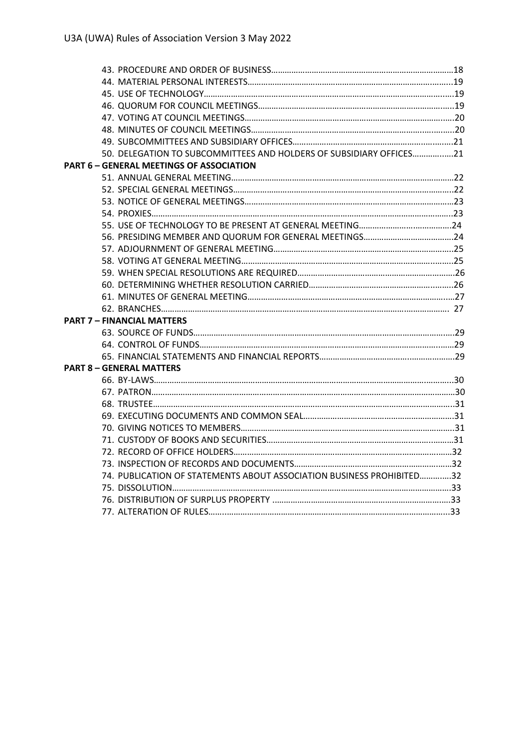43. PROCEDURE AND ORDER OF BUSINESS....................................................................................18
44. MATERIAL PERSONAL INTERESTS........................................................................................19
45. USE OF TECHNOLOGY.........................................................................................................19
46. QUORUM FOR COUNCIL MEETINGS......................................................................................19
47. VOTING AT COUNCIL MEETINGS..........................................................................................20
48. MINUTES OF COUNCIL MEETINGS........................................................................................20
49. SUBCOMMITTEES AND SUBSIDIARY OFFICES.........................................................................21
50. DELEGATION TO SUBCOMMITTEES AND HOLDERS OF SUBSIDIARY OFFICES...........................21

**PART 6 – GENERAL MEETINGS OF ASSOCIATION**

51. ANNUAL GENERAL MEETING................................................................................................22
52. SPECIAL GENERAL MEETINGS...............................................................................................22
53. NOTICE OF GENERAL MEETINGS...........................................................................................23
54. PROXIES..............................................................................................................................23
55. USE OF TECHNOLOGY TO BE PRESENT AT GENERAL MEETING...............................................24
56. PRESIDING MEMBER AND QUORUM FOR GENERAL MEETINGS...............................................24
57. ADJOURNMENT OF GENERAL MEETING.................................................................................25
58. VOTING AT GENERAL MEETING...........................................................................................25
59. WHEN SPECIAL RESOLUTIONS ARE REQUIRED......................................................................26
60. DETERMINING WHETHER RESOLUTION CARRIED...................................................................26
61. MINUTES OF GENERAL MEETING.........................................................................................27
62. BRANCHES..........................................................................................................................27

**PART 7 – FINANCIAL MATTERS**

63. SOURCE OF FUNDS...............................................................................................................29
64. CONTROL OF FUNDS.............................................................................................................29
65. FINANCIAL STATEMENTS AND FINANCIAL REPORTS................................................................29

**PART 8 – GENERAL MATTERS**

66. BY-LAWS..............................................................................................................................30
67. PATRON...............................................................................................................................30
68. TRUSTEE..............................................................................................................................31
69. EXECUTING DOCUMENTS AND COMMON SEAL.......................................................................31
70. GIVING NOTICES TO MEMBERS.............................................................................................31
71. CUSTODY OF BOOKS AND SECURITIES..................................................................................31
72. RECORD OF OFFICE HOLDERS...............................................................................................32
73. INSPECTION OF RECORDS AND DOCUMENTS..........................................................................32
74. PUBLICATION OF STATEMENTS ABOUT ASSOCIATION BUSINESS PROHIBITED..........................32
75. DISSOLUTION.......................................................................................................................33
76. DISTRIBUTION OF SURPLUS PROPERTY .................................................................................33
77. ALTERATION OF RULES.........................................................................................................33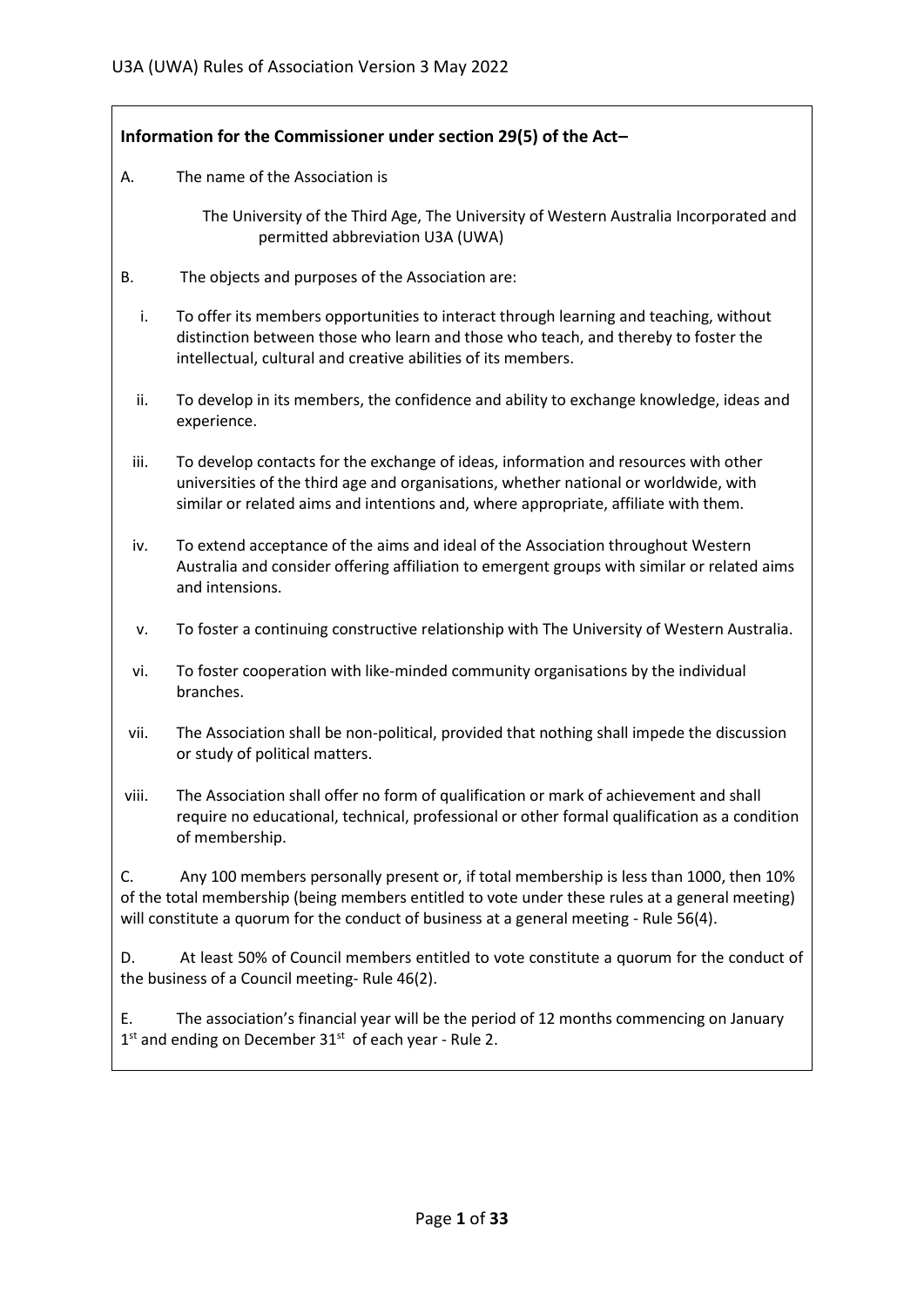**Information for the Commissioner under section 29(5) of the Act–**

A. The name of the Association is

> The University of the Third Age, The University of Western Australia Incorporated and permitted abbreviation U3A (UWA)

B. The objects and purposes of the Association are:

i. To offer its members opportunities to interact through learning and teaching, without distinction between those who learn and those who teach, and thereby to foster the intellectual, cultural and creative abilities of its members.

ii. To develop in its members, the confidence and ability to exchange knowledge, ideas and experience.

iii. To develop contacts for the exchange of ideas, information and resources with other universities of the third age and organisations, whether national or worldwide, with similar or related aims and intentions and, where appropriate, affiliate with them.

iv. To extend acceptance of the aims and ideal of the Association throughout Western Australia and consider offering affiliation to emergent groups with similar or related aims and intensions.

v. To foster a continuing constructive relationship with The University of Western Australia.

vi. To foster cooperation with like-minded community organisations by the individual branches.

vii. The Association shall be non-political, provided that nothing shall impede the discussion or study of political matters.

viii. The Association shall offer no form of qualification or mark of achievement and shall require no educational, technical, professional or other formal qualification as a condition of membership.

C. Any 100 members personally present or, if total membership is less than 1000, then 10% of the total membership (being members entitled to vote under these rules at a general meeting) will constitute a quorum for the conduct of business at a general meeting - Rule 56(4).

D. At least 50% of Council members entitled to vote constitute a quorum for the conduct of the business of a Council meeting- Rule 46(2).

E. The association's financial year will be the period of 12 months commencing on January 1st and ending on December 31st of each year - Rule 2.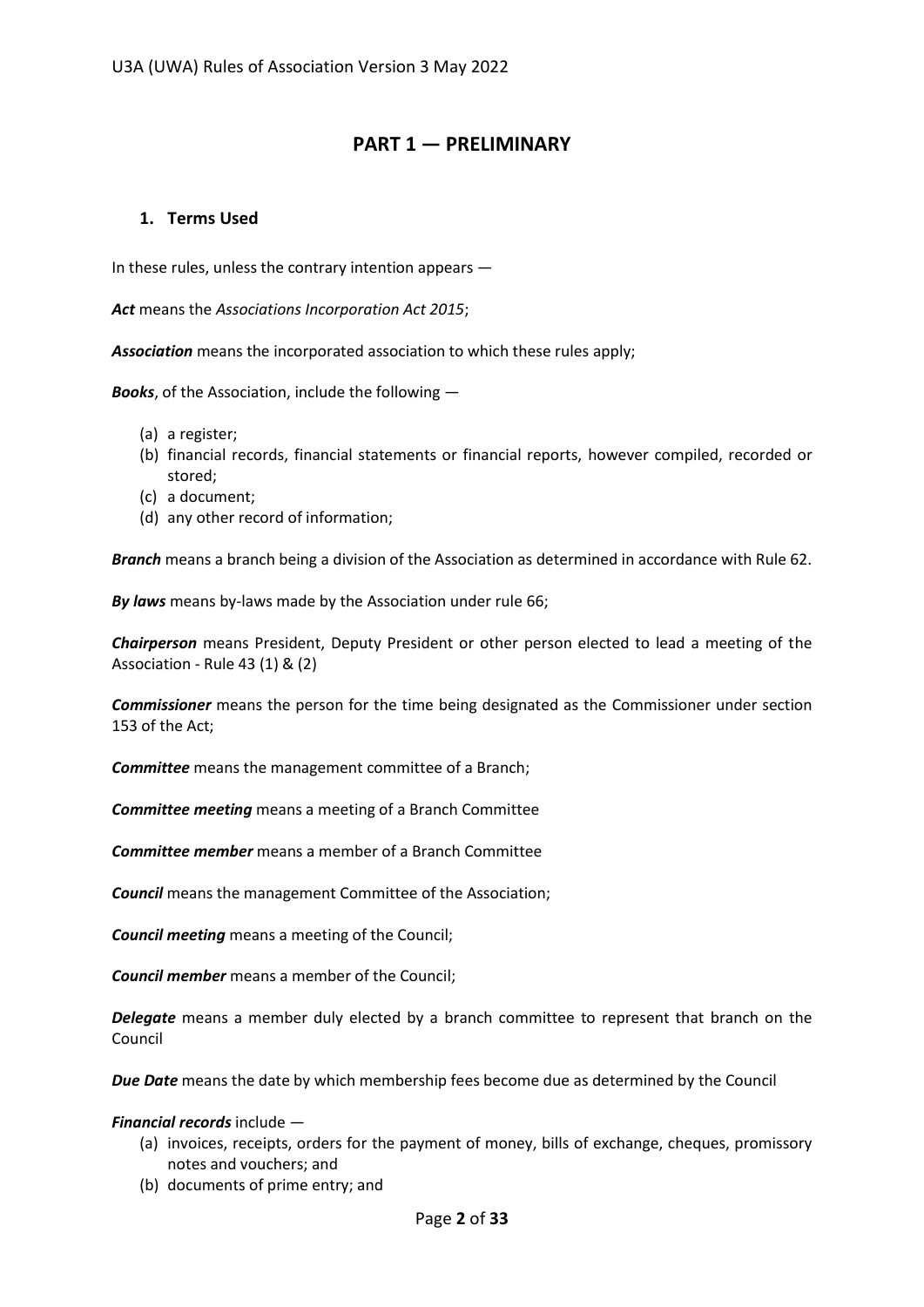# PART 1 — PRELIMINARY

## 1. Terms Used

In these rules, unless the contrary intention appears —

***Act*** means the *Associations Incorporation Act 2015*;

***Association*** means the incorporated association to which these rules apply;

***Books***, of the Association, include the following —

(a) a register;
(b) financial records, financial statements or financial reports, however compiled, recorded or stored;
(c) a document;
(d) any other record of information;

***Branch*** means a branch being a division of the Association as determined in accordance with Rule 62.

***By laws*** means by-laws made by the Association under rule 66;

***Chairperson*** means President, Deputy President or other person elected to lead a meeting of the Association - Rule 43 (1) & (2)

***Commissioner*** means the person for the time being designated as the Commissioner under section 153 of the Act;

***Committee*** means the management committee of a Branch;

***Committee meeting*** means a meeting of a Branch Committee

***Committee member*** means a member of a Branch Committee

***Council*** means the management Committee of the Association;

***Council meeting*** means a meeting of the Council;

***Council member*** means a member of the Council;

***Delegate*** means a member duly elected by a branch committee to represent that branch on the Council

***Due Date*** means the date by which membership fees become due as determined by the Council

***Financial records*** include —

(a) invoices, receipts, orders for the payment of money, bills of exchange, cheques, promissory notes and vouchers; and
(b) documents of prime entry; and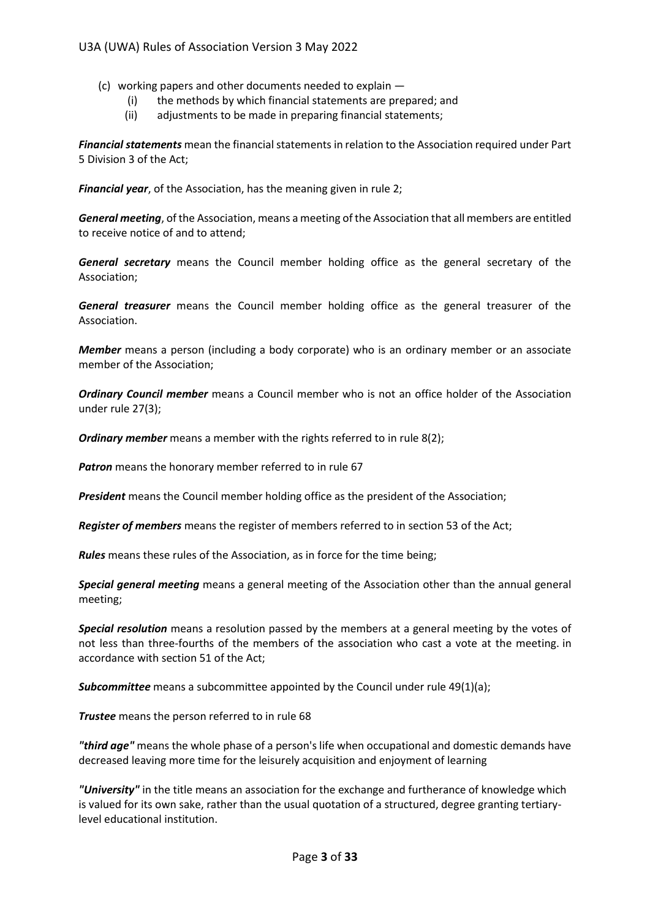(c) working papers and other documents needed to explain —
   (i) the methods by which financial statements are prepared; and
   (ii) adjustments to be made in preparing financial statements;

***Financial statements*** mean the financial statements in relation to the Association required under Part 5 Division 3 of the Act;

***Financial year***, of the Association, has the meaning given in rule 2;

***General meeting***, of the Association, means a meeting of the Association that all members are entitled to receive notice of and to attend;

***General secretary*** means the Council member holding office as the general secretary of the Association;

***General treasurer*** means the Council member holding office as the general treasurer of the Association.

***Member*** means a person (including a body corporate) who is an ordinary member or an associate member of the Association;

***Ordinary Council member*** means a Council member who is not an office holder of the Association under rule 27(3);

***Ordinary member*** means a member with the rights referred to in rule 8(2);

***Patron*** means the honorary member referred to in rule 67

***President*** means the Council member holding office as the president of the Association;

***Register of members*** means the register of members referred to in section 53 of the Act;

***Rules*** means these rules of the Association, as in force for the time being;

***Special general meeting*** means a general meeting of the Association other than the annual general meeting;

***Special resolution*** means a resolution passed by the members at a general meeting by the votes of not less than three-fourths of the members of the association who cast a vote at the meeting. in accordance with section 51 of the Act;

***Subcommittee*** means a subcommittee appointed by the Council under rule 49(1)(a);

***Trustee*** means the person referred to in rule 68

***"third age"*** means the whole phase of a person's life when occupational and domestic demands have decreased leaving more time for the leisurely acquisition and enjoyment of learning

***"University"*** in the title means an association for the exchange and furtherance of knowledge which is valued for its own sake, rather than the usual quotation of a structured, degree granting tertiary-level educational institution.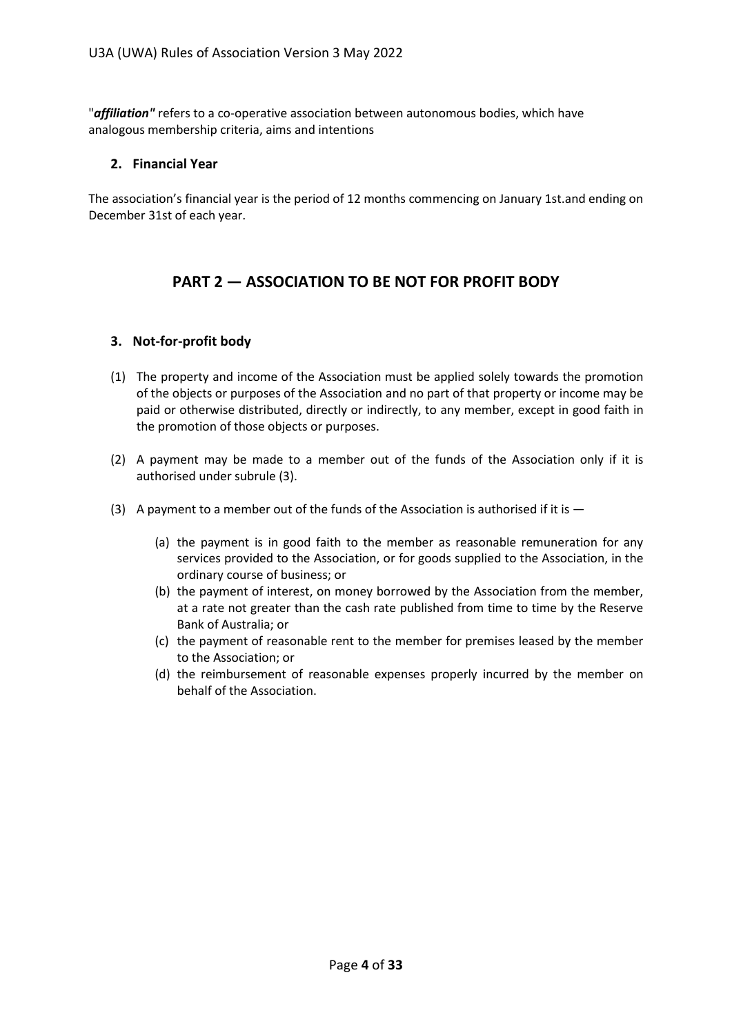"***affiliation"*** refers to a co-operative association between autonomous bodies, which have analogous membership criteria, aims and intentions

### 2. Financial Year

The association's financial year is the period of 12 months commencing on January 1st.and ending on December 31st of each year.

## PART 2 — ASSOCIATION TO BE NOT FOR PROFIT BODY

### 3. Not-for-profit body

(1) The property and income of the Association must be applied solely towards the promotion of the objects or purposes of the Association and no part of that property or income may be paid or otherwise distributed, directly or indirectly, to any member, except in good faith in the promotion of those objects or purposes.

(2) A payment may be made to a member out of the funds of the Association only if it is authorised under subrule (3).

(3) A payment to a member out of the funds of the Association is authorised if it is —

   (a) the payment is in good faith to the member as reasonable remuneration for any services provided to the Association, or for goods supplied to the Association, in the ordinary course of business; or
   
   (b) the payment of interest, on money borrowed by the Association from the member, at a rate not greater than the cash rate published from time to time by the Reserve Bank of Australia; or
   
   (c) the payment of reasonable rent to the member for premises leased by the member to the Association; or
   
   (d) the reimbursement of reasonable expenses properly incurred by the member on behalf of the Association.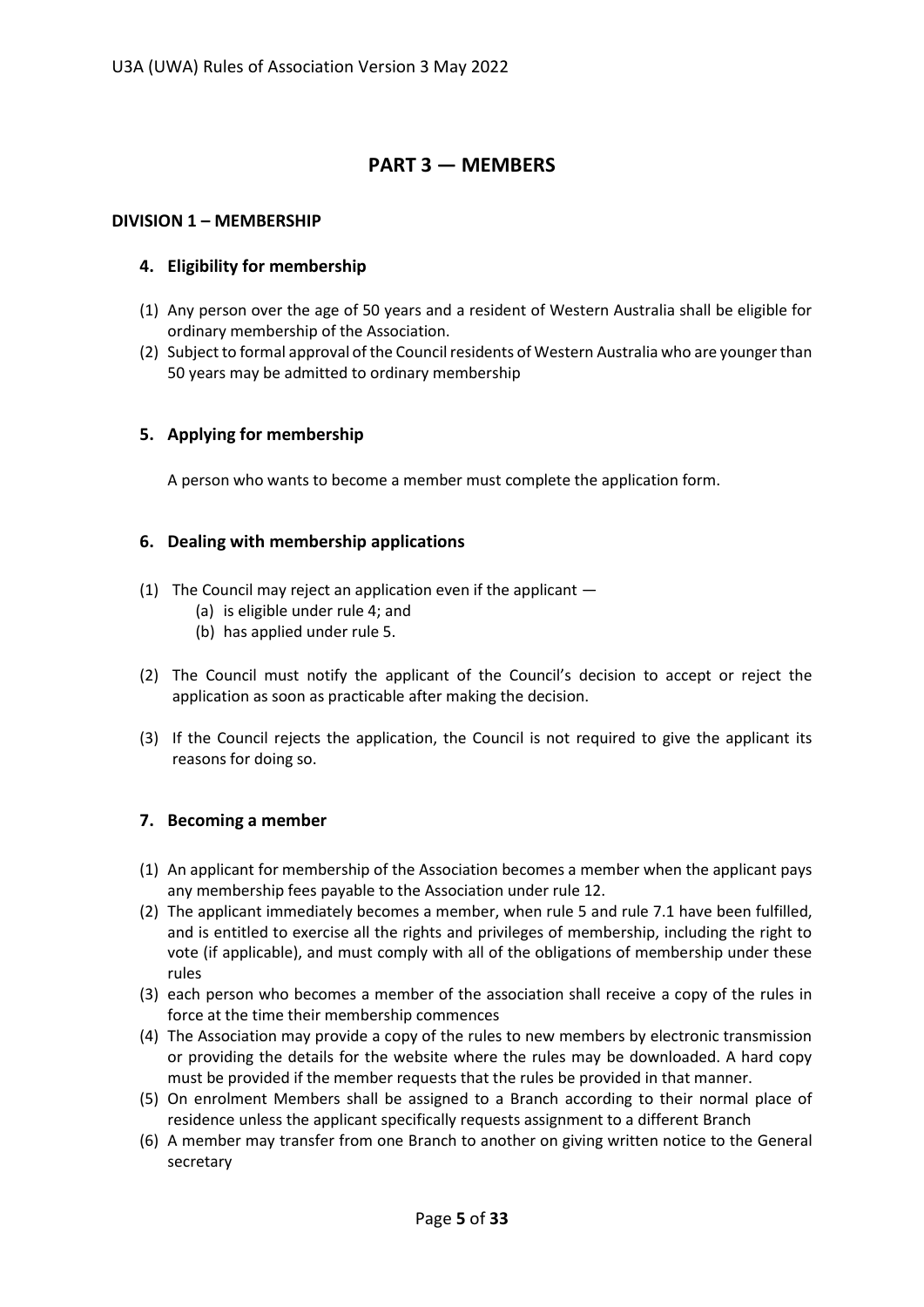# PART 3 — MEMBERS

## DIVISION 1 – MEMBERSHIP

### 4. Eligibility for membership

(1) Any person over the age of 50 years and a resident of Western Australia shall be eligible for ordinary membership of the Association.

(2) Subject to formal approval of the Council residents of Western Australia who are younger than 50 years may be admitted to ordinary membership

### 5. Applying for membership

A person who wants to become a member must complete the application form.

### 6. Dealing with membership applications

(1) The Council may reject an application even if the applicant —
   - (a) is eligible under rule 4; and
   - (b) has applied under rule 5.

(2) The Council must notify the applicant of the Council's decision to accept or reject the application as soon as practicable after making the decision.

(3) If the Council rejects the application, the Council is not required to give the applicant its reasons for doing so.

### 7. Becoming a member

(1) An applicant for membership of the Association becomes a member when the applicant pays any membership fees payable to the Association under rule 12.

(2) The applicant immediately becomes a member, when rule 5 and rule 7.1 have been fulfilled, and is entitled to exercise all the rights and privileges of membership, including the right to vote (if applicable), and must comply with all of the obligations of membership under these rules

(3) each person who becomes a member of the association shall receive a copy of the rules in force at the time their membership commences

(4) The Association may provide a copy of the rules to new members by electronic transmission or providing the details for the website where the rules may be downloaded. A hard copy must be provided if the member requests that the rules be provided in that manner.

(5) On enrolment Members shall be assigned to a Branch according to their normal place of residence unless the applicant specifically requests assignment to a different Branch

(6) A member may transfer from one Branch to another on giving written notice to the General secretary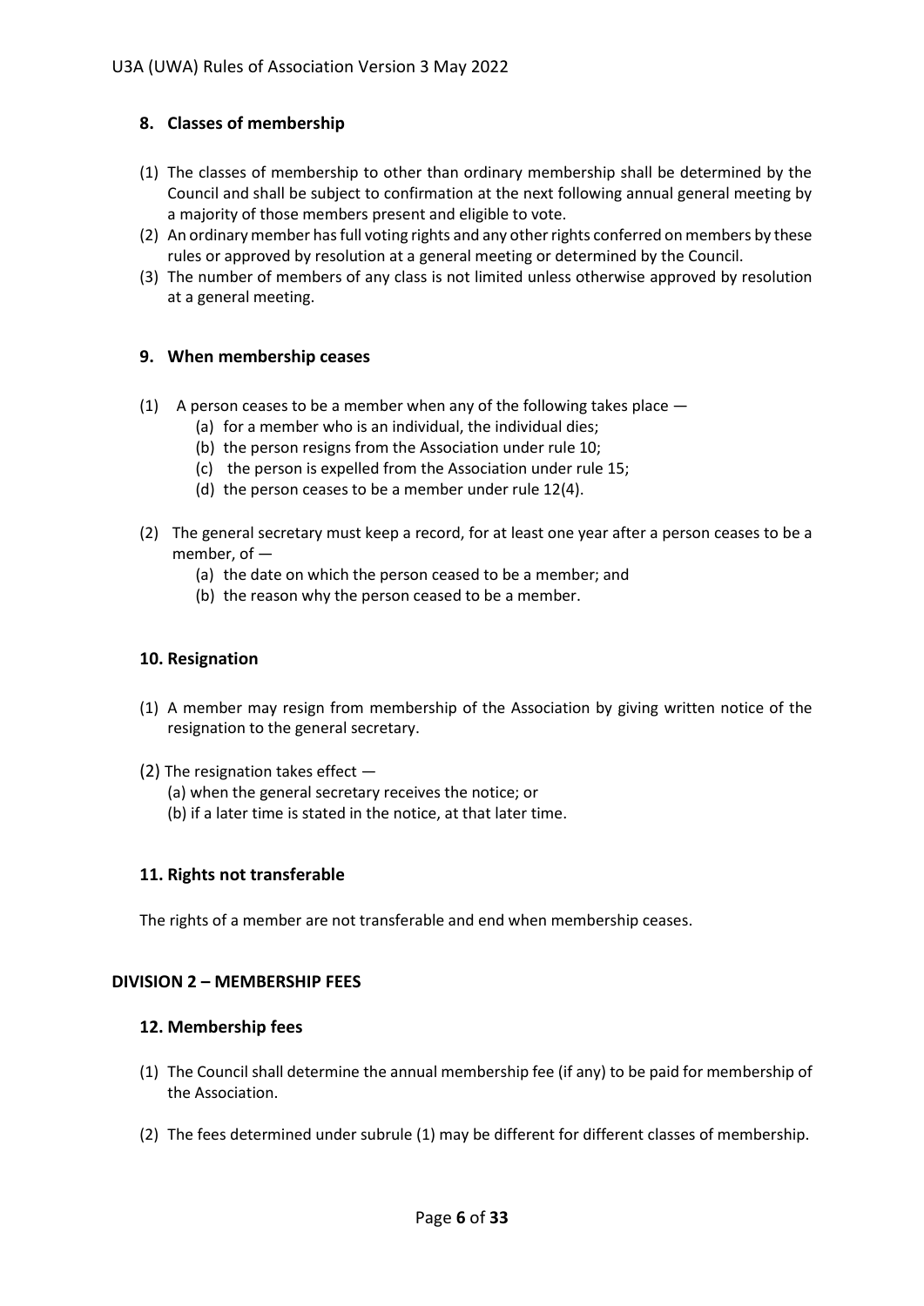## 8. Classes of membership

(1) The classes of membership to other than ordinary membership shall be determined by the Council and shall be subject to confirmation at the next following annual general meeting by a majority of those members present and eligible to vote.

(2) An ordinary member has full voting rights and any other rights conferred on members by these rules or approved by resolution at a general meeting or determined by the Council.

(3) The number of members of any class is not limited unless otherwise approved by resolution at a general meeting.

## 9. When membership ceases

(1) A person ceases to be a member when any of the following takes place —

   (a) for a member who is an individual, the individual dies;

   (b) the person resigns from the Association under rule 10;

   (c) the person is expelled from the Association under rule 15;

   (d) the person ceases to be a member under rule 12(4).

(2) The general secretary must keep a record, for at least one year after a person ceases to be a member, of —

   (a) the date on which the person ceased to be a member; and

   (b) the reason why the person ceased to be a member.

## 10. Resignation

(1) A member may resign from membership of the Association by giving written notice of the resignation to the general secretary.

(2) The resignation takes effect —

   (a) when the general secretary receives the notice; or

   (b) if a later time is stated in the notice, at that later time.

## 11. Rights not transferable

The rights of a member are not transferable and end when membership ceases.

# DIVISION 2 – MEMBERSHIP FEES

## 12. Membership fees

(1) The Council shall determine the annual membership fee (if any) to be paid for membership of the Association.

(2) The fees determined under subrule (1) may be different for different classes of membership.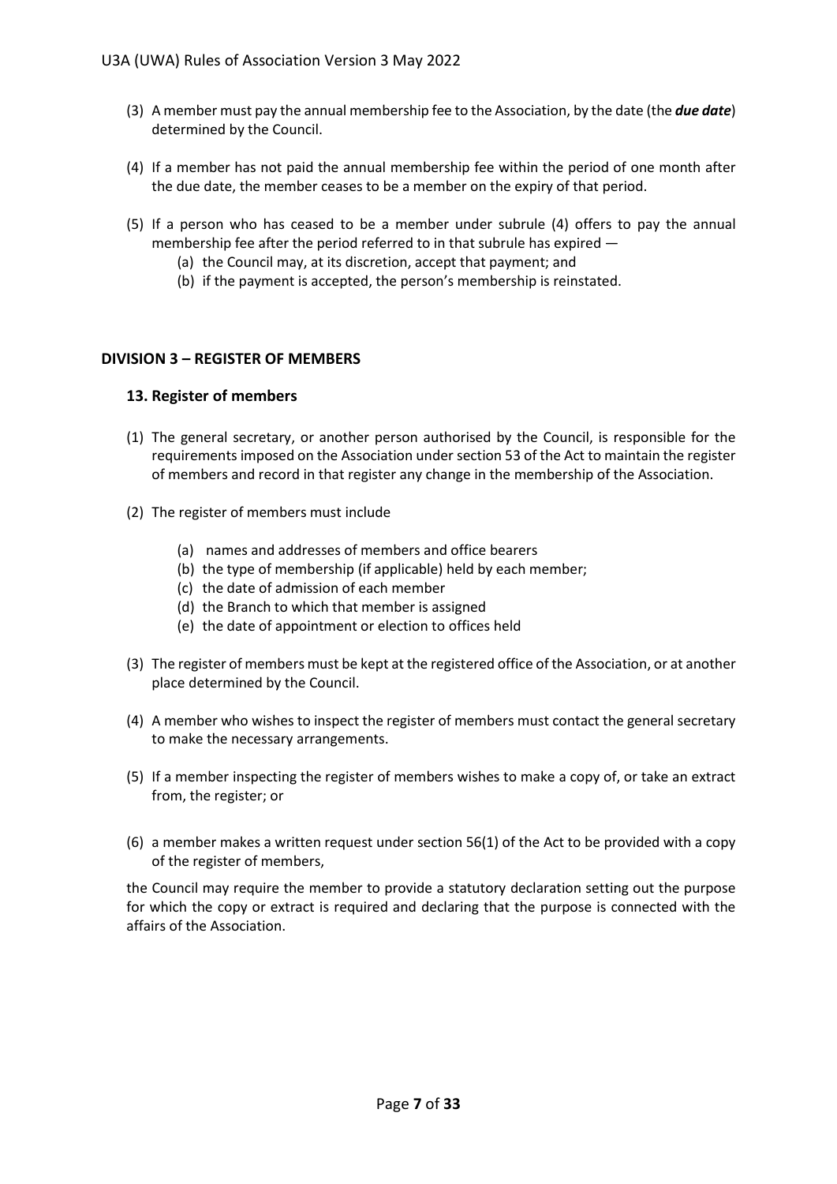(3) A member must pay the annual membership fee to the Association, by the date (the ***due date***) determined by the Council.

(4) If a member has not paid the annual membership fee within the period of one month after the due date, the member ceases to be a member on the expiry of that period.

(5) If a person who has ceased to be a member under subrule (4) offers to pay the annual membership fee after the period referred to in that subrule has expired —
   (a) the Council may, at its discretion, accept that payment; and
   (b) if the payment is accepted, the person's membership is reinstated.

## DIVISION 3 – REGISTER OF MEMBERS

### 13. Register of members

(1) The general secretary, or another person authorised by the Council, is responsible for the requirements imposed on the Association under section 53 of the Act to maintain the register of members and record in that register any change in the membership of the Association.

(2) The register of members must include

   (a) names and addresses of members and office bearers
   (b) the type of membership (if applicable) held by each member;
   (c) the date of admission of each member
   (d) the Branch to which that member is assigned
   (e) the date of appointment or election to offices held

(3) The register of members must be kept at the registered office of the Association, or at another place determined by the Council.

(4) A member who wishes to inspect the register of members must contact the general secretary to make the necessary arrangements.

(5) If a member inspecting the register of members wishes to make a copy of, or take an extract from, the register; or

(6) a member makes a written request under section 56(1) of the Act to be provided with a copy of the register of members,

the Council may require the member to provide a statutory declaration setting out the purpose for which the copy or extract is required and declaring that the purpose is connected with the affairs of the Association.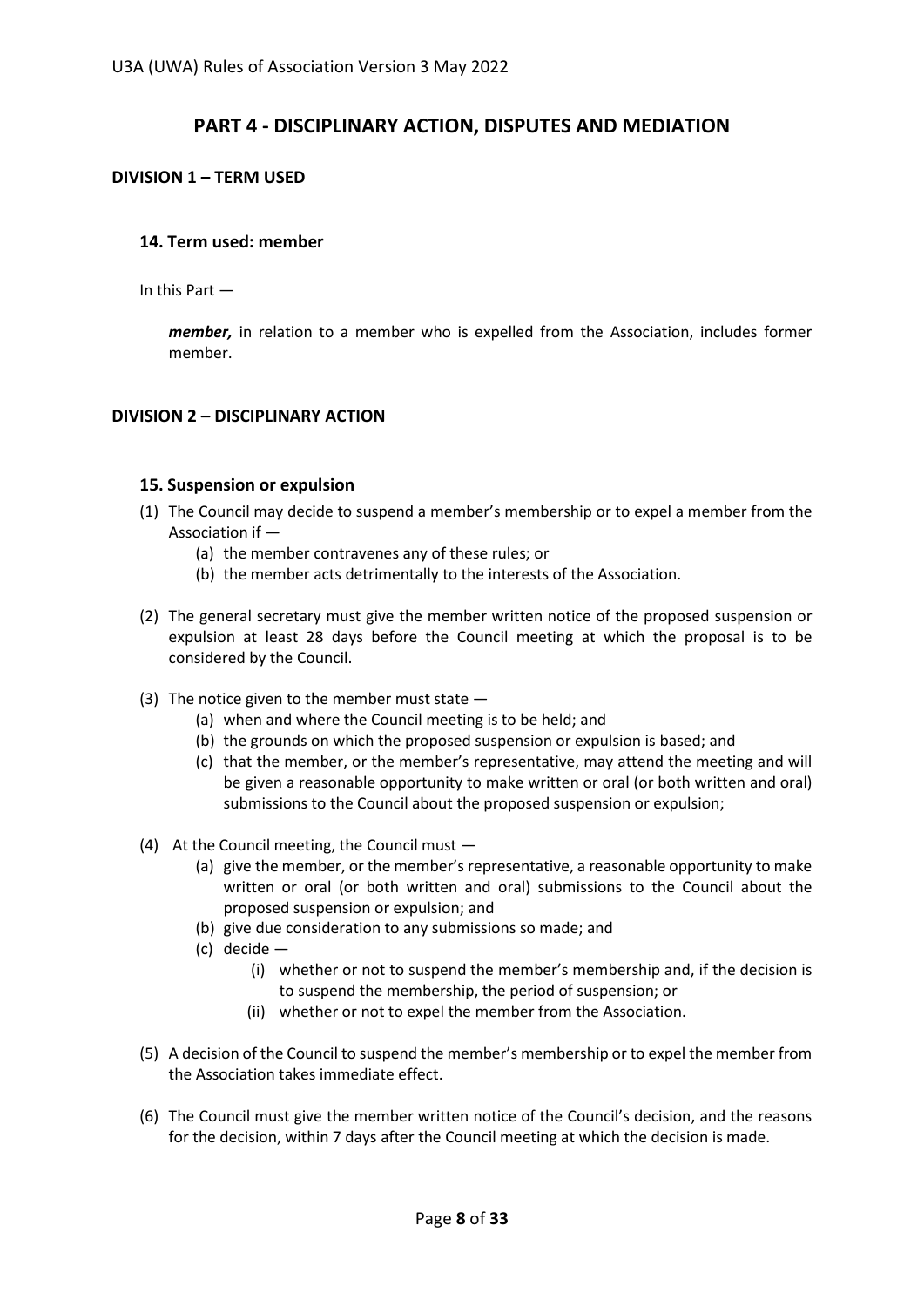# PART 4 - DISCIPLINARY ACTION, DISPUTES AND MEDIATION

## DIVISION 1 – TERM USED

### 14. Term used: member

In this Part —

> ***member,*** in relation to a member who is expelled from the Association, includes former member.

## DIVISION 2 – DISCIPLINARY ACTION

### 15. Suspension or expulsion

(1) The Council may decide to suspend a member's membership or to expel a member from the Association if —
  - (a) the member contravenes any of these rules; or
  - (b) the member acts detrimentally to the interests of the Association.

(2) The general secretary must give the member written notice of the proposed suspension or expulsion at least 28 days before the Council meeting at which the proposal is to be considered by the Council.

(3) The notice given to the member must state —
  - (a) when and where the Council meeting is to be held; and
  - (b) the grounds on which the proposed suspension or expulsion is based; and
  - (c) that the member, or the member's representative, may attend the meeting and will be given a reasonable opportunity to make written or oral (or both written and oral) submissions to the Council about the proposed suspension or expulsion;

(4) At the Council meeting, the Council must —
  - (a) give the member, or the member's representative, a reasonable opportunity to make written or oral (or both written and oral) submissions to the Council about the proposed suspension or expulsion; and
  - (b) give due consideration to any submissions so made; and
  - (c) decide —
    - (i) whether or not to suspend the member's membership and, if the decision is to suspend the membership, the period of suspension; or
    - (ii) whether or not to expel the member from the Association.

(5) A decision of the Council to suspend the member's membership or to expel the member from the Association takes immediate effect.

(6) The Council must give the member written notice of the Council's decision, and the reasons for the decision, within 7 days after the Council meeting at which the decision is made.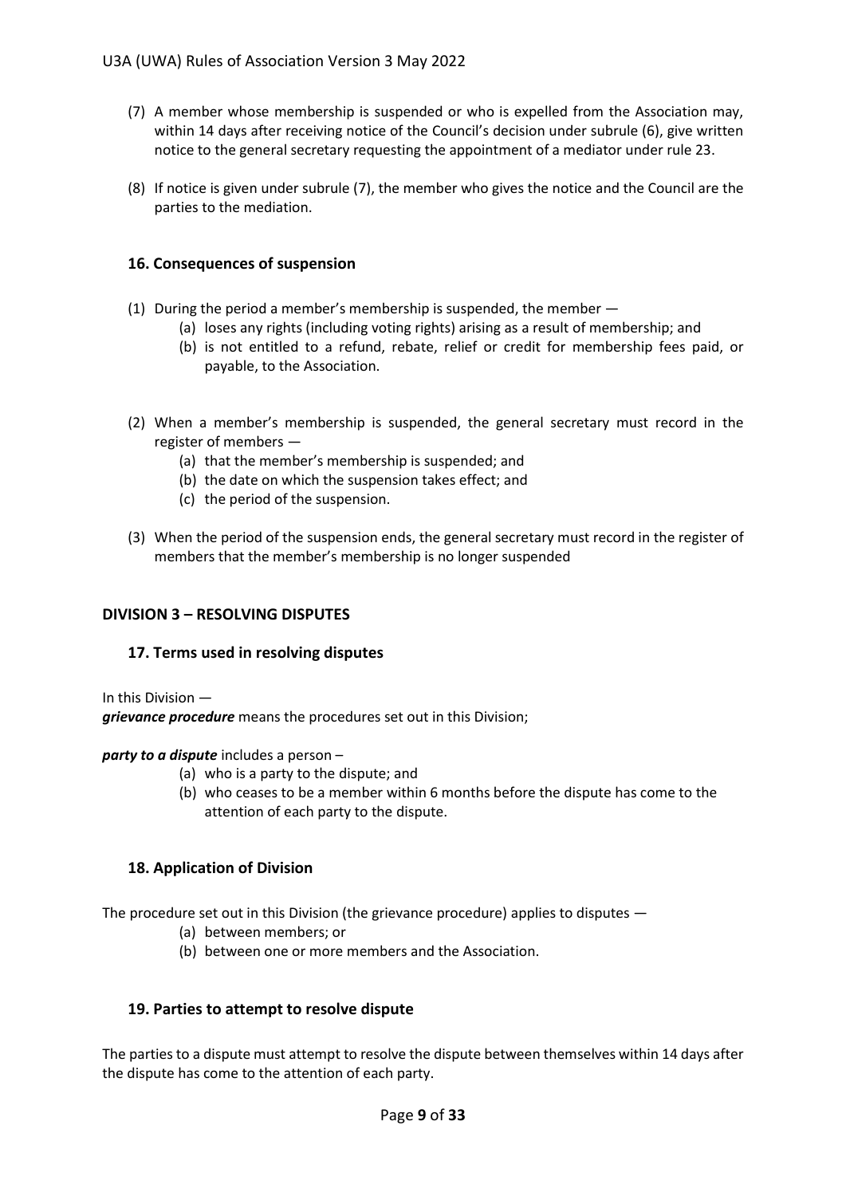(7) A member whose membership is suspended or who is expelled from the Association may, within 14 days after receiving notice of the Council's decision under subrule (6), give written notice to the general secretary requesting the appointment of a mediator under rule 23.

(8) If notice is given under subrule (7), the member who gives the notice and the Council are the parties to the mediation.

### 16. Consequences of suspension

(1) During the period a member's membership is suspended, the member —
   - (a) loses any rights (including voting rights) arising as a result of membership; and
   - (b) is not entitled to a refund, rebate, relief or credit for membership fees paid, or payable, to the Association.

(2) When a member's membership is suspended, the general secretary must record in the register of members —
   - (a) that the member's membership is suspended; and
   - (b) the date on which the suspension takes effect; and
   - (c) the period of the suspension.

(3) When the period of the suspension ends, the general secretary must record in the register of members that the member's membership is no longer suspended

## DIVISION 3 – RESOLVING DISPUTES

### 17. Terms used in resolving disputes

In this Division —

***grievance procedure*** means the procedures set out in this Division;

***party to a dispute*** includes a person –
   - (a) who is a party to the dispute; and
   - (b) who ceases to be a member within 6 months before the dispute has come to the attention of each party to the dispute.

### 18. Application of Division

The procedure set out in this Division (the grievance procedure) applies to disputes —
   - (a) between members; or
   - (b) between one or more members and the Association.

### 19. Parties to attempt to resolve dispute

The parties to a dispute must attempt to resolve the dispute between themselves within 14 days after the dispute has come to the attention of each party.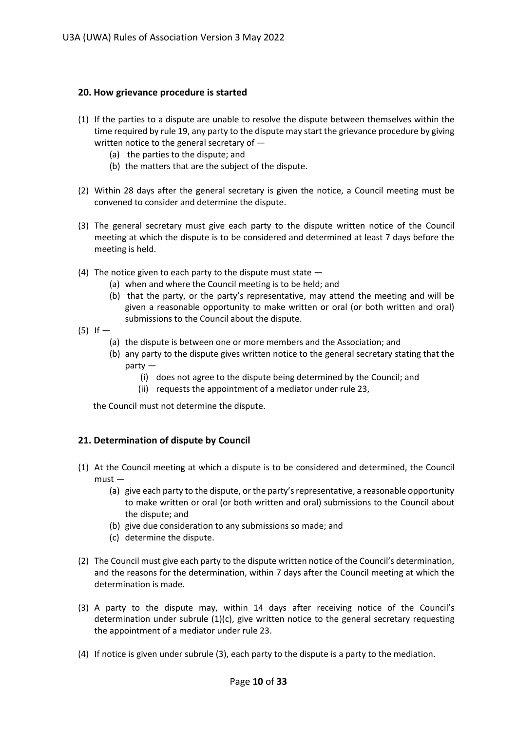## 20. How grievance procedure is started

(1) If the parties to a dispute are unable to resolve the dispute between themselves within the time required by rule 19, any party to the dispute may start the grievance procedure by giving written notice to the general secretary of —

  (a) the parties to the dispute; and

  (b) the matters that are the subject of the dispute.

(2) Within 28 days after the general secretary is given the notice, a Council meeting must be convened to consider and determine the dispute.

(3) The general secretary must give each party to the dispute written notice of the Council meeting at which the dispute is to be considered and determined at least 7 days before the meeting is held.

(4) The notice given to each party to the dispute must state —

  (a) when and where the Council meeting is to be held; and

  (b) that the party, or the party's representative, may attend the meeting and will be given a reasonable opportunity to make written or oral (or both written and oral) submissions to the Council about the dispute.

(5) If —

  (a) the dispute is between one or more members and the Association; and

  (b) any party to the dispute gives written notice to the general secretary stating that the party —

    (i) does not agree to the dispute being determined by the Council; and

    (ii) requests the appointment of a mediator under rule 23,

the Council must not determine the dispute.

## 21. Determination of dispute by Council

(1) At the Council meeting at which a dispute is to be considered and determined, the Council must —

  (a) give each party to the dispute, or the party's representative, a reasonable opportunity to make written or oral (or both written and oral) submissions to the Council about the dispute; and

  (b) give due consideration to any submissions so made; and

  (c) determine the dispute.

(2) The Council must give each party to the dispute written notice of the Council's determination, and the reasons for the determination, within 7 days after the Council meeting at which the determination is made.

(3) A party to the dispute may, within 14 days after receiving notice of the Council's determination under subrule (1)(c), give written notice to the general secretary requesting the appointment of a mediator under rule 23.

(4) If notice is given under subrule (3), each party to the dispute is a party to the mediation.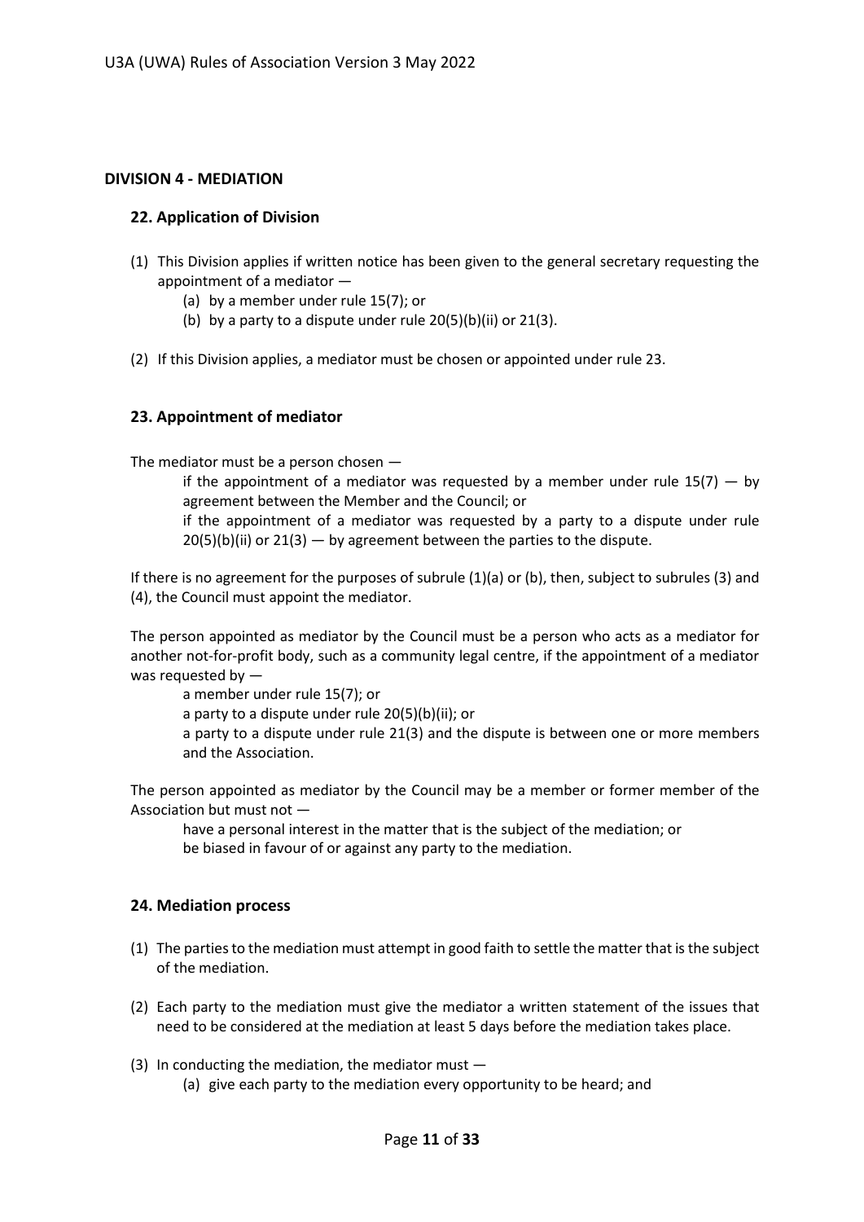## DIVISION 4 - MEDIATION

### 22. Application of Division

(1) This Division applies if written notice has been given to the general secretary requesting the appointment of a mediator —

  (a) by a member under rule 15(7); or

  (b) by a party to a dispute under rule 20(5)(b)(ii) or 21(3).

(2) If this Division applies, a mediator must be chosen or appointed under rule 23.

### 23. Appointment of mediator

The mediator must be a person chosen —

if the appointment of a mediator was requested by a member under rule 15(7) — by agreement between the Member and the Council; or

if the appointment of a mediator was requested by a party to a dispute under rule 20(5)(b)(ii) or 21(3) — by agreement between the parties to the dispute.

If there is no agreement for the purposes of subrule (1)(a) or (b), then, subject to subrules (3) and (4), the Council must appoint the mediator.

The person appointed as mediator by the Council must be a person who acts as a mediator for another not-for-profit body, such as a community legal centre, if the appointment of a mediator was requested by —

a member under rule 15(7); or

a party to a dispute under rule 20(5)(b)(ii); or

a party to a dispute under rule 21(3) and the dispute is between one or more members and the Association.

The person appointed as mediator by the Council may be a member or former member of the Association but must not —

have a personal interest in the matter that is the subject of the mediation; or

be biased in favour of or against any party to the mediation.

### 24. Mediation process

(1) The parties to the mediation must attempt in good faith to settle the matter that is the subject of the mediation.

(2) Each party to the mediation must give the mediator a written statement of the issues that need to be considered at the mediation at least 5 days before the mediation takes place.

(3) In conducting the mediation, the mediator must —

  (a) give each party to the mediation every opportunity to be heard; and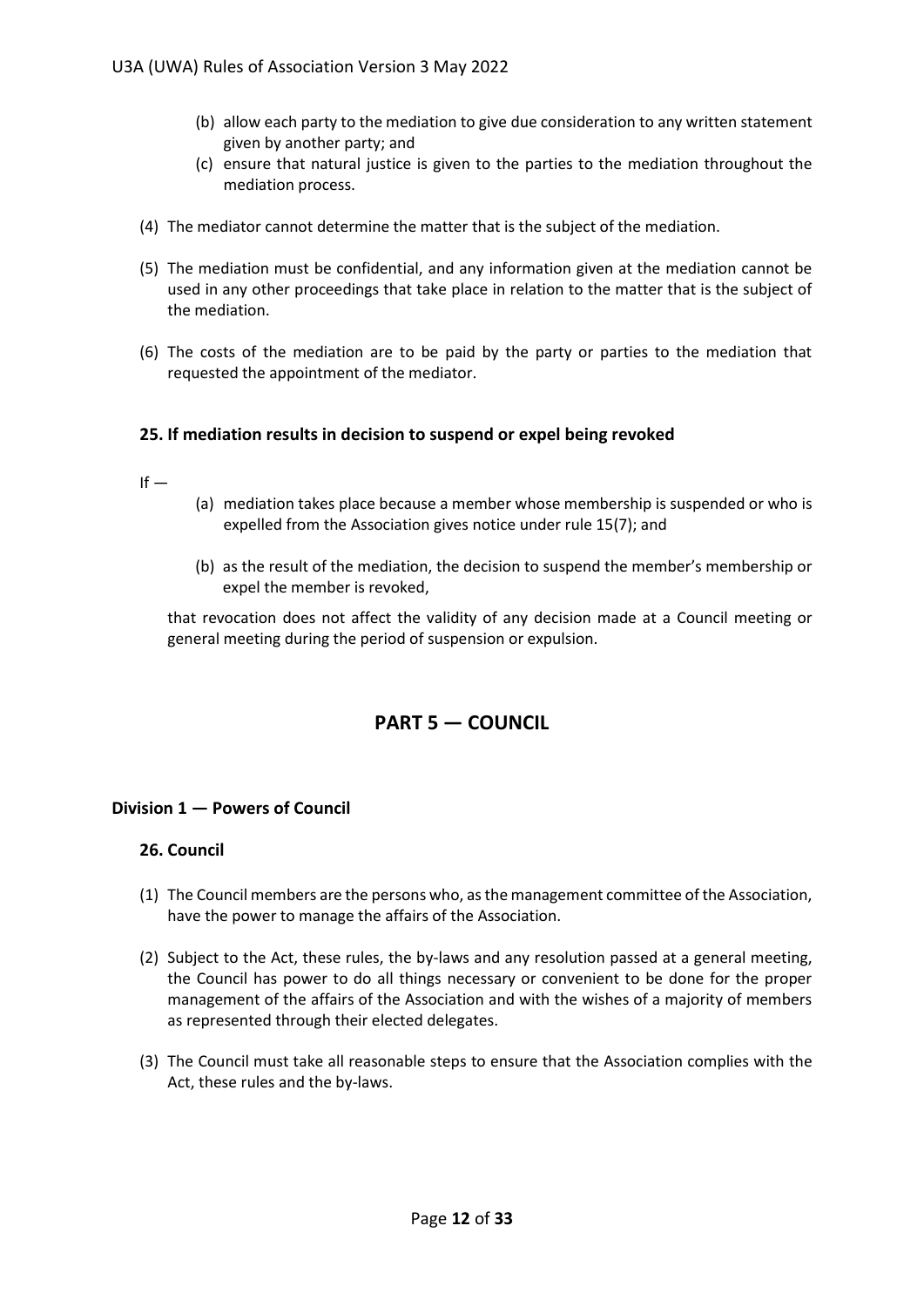(b) allow each party to the mediation to give due consideration to any written statement given by another party; and

(c) ensure that natural justice is given to the parties to the mediation throughout the mediation process.

(4) The mediator cannot determine the matter that is the subject of the mediation.

(5) The mediation must be confidential, and any information given at the mediation cannot be used in any other proceedings that take place in relation to the matter that is the subject of the mediation.

(6) The costs of the mediation are to be paid by the party or parties to the mediation that requested the appointment of the mediator.

### 25. If mediation results in decision to suspend or expel being revoked

If —

(a) mediation takes place because a member whose membership is suspended or who is expelled from the Association gives notice under rule 15(7); and

(b) as the result of the mediation, the decision to suspend the member's membership or expel the member is revoked,

that revocation does not affect the validity of any decision made at a Council meeting or general meeting during the period of suspension or expulsion.

## PART 5 — COUNCIL

### Division 1 — Powers of Council

### 26. Council

(1) The Council members are the persons who, as the management committee of the Association, have the power to manage the affairs of the Association.

(2) Subject to the Act, these rules, the by-laws and any resolution passed at a general meeting, the Council has power to do all things necessary or convenient to be done for the proper management of the affairs of the Association and with the wishes of a majority of members as represented through their elected delegates.

(3) The Council must take all reasonable steps to ensure that the Association complies with the Act, these rules and the by-laws.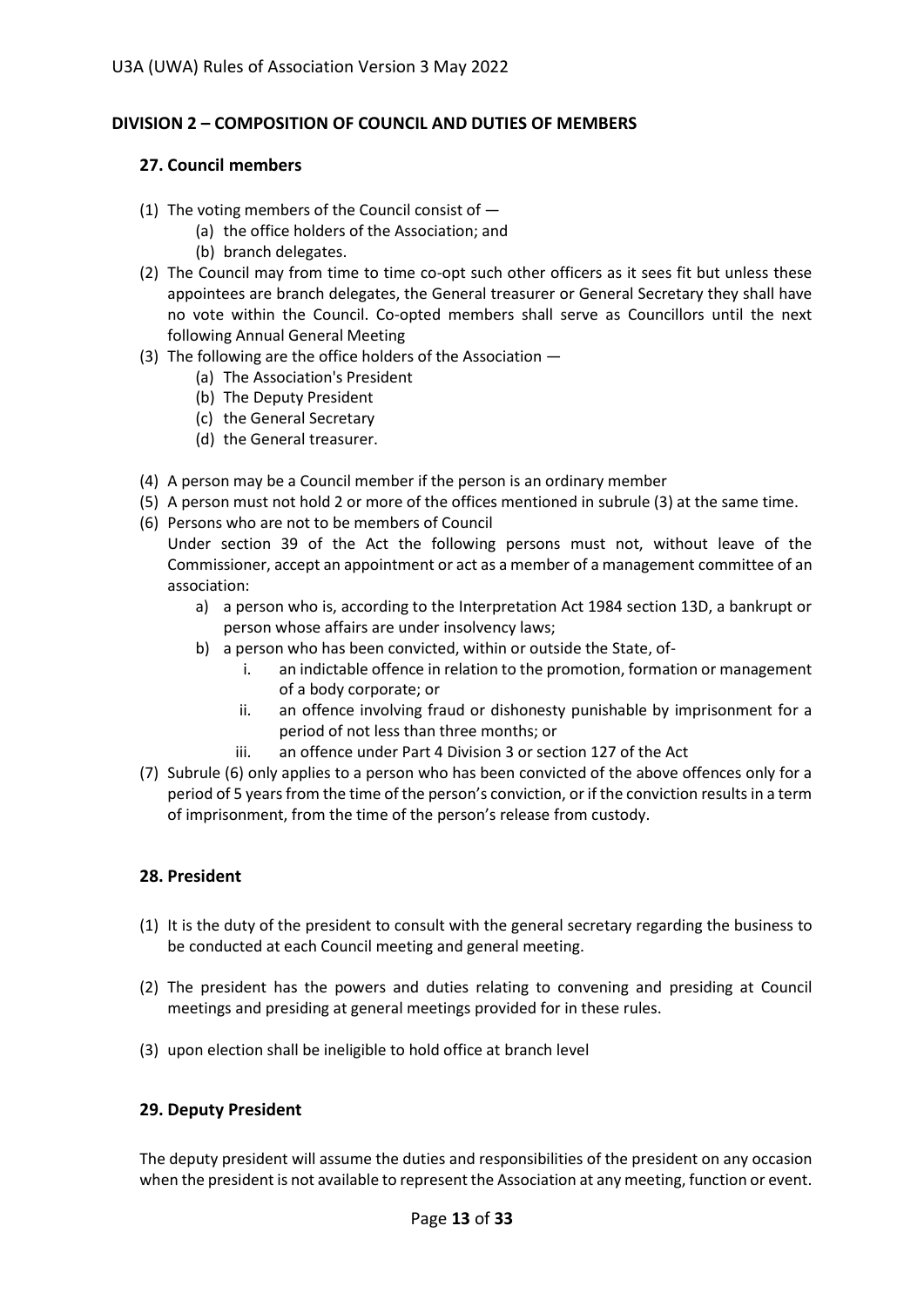## DIVISION 2 – COMPOSITION OF COUNCIL AND DUTIES OF MEMBERS

### 27. Council members

(1) The voting members of the Council consist of —

- (a) the office holders of the Association; and
- (b) branch delegates.

(2) The Council may from time to time co-opt such other officers as it sees fit but unless these appointees are branch delegates, the General treasurer or General Secretary they shall have no vote within the Council. Co-opted members shall serve as Councillors until the next following Annual General Meeting

(3) The following are the office holders of the Association —

- (a) The Association's President
- (b) The Deputy President
- (c) the General Secretary
- (d) the General treasurer.

(4) A person may be a Council member if the person is an ordinary member

(5) A person must not hold 2 or more of the offices mentioned in subrule (3) at the same time.

(6) Persons who are not to be members of Council

Under section 39 of the Act the following persons must not, without leave of the Commissioner, accept an appointment or act as a member of a management committee of an association:

- a) a person who is, according to the Interpretation Act 1984 section 13D, a bankrupt or person whose affairs are under insolvency laws;
- b) a person who has been convicted, within or outside the State, of-
  - i. an indictable offence in relation to the promotion, formation or management of a body corporate; or
  - ii. an offence involving fraud or dishonesty punishable by imprisonment for a period of not less than three months; or
  - iii. an offence under Part 4 Division 3 or section 127 of the Act

(7) Subrule (6) only applies to a person who has been convicted of the above offences only for a period of 5 years from the time of the person's conviction, or if the conviction results in a term of imprisonment, from the time of the person's release from custody.

### 28. President

(1) It is the duty of the president to consult with the general secretary regarding the business to be conducted at each Council meeting and general meeting.

(2) The president has the powers and duties relating to convening and presiding at Council meetings and presiding at general meetings provided for in these rules.

(3) upon election shall be ineligible to hold office at branch level

### 29. Deputy President

The deputy president will assume the duties and responsibilities of the president on any occasion when the president is not available to represent the Association at any meeting, function or event.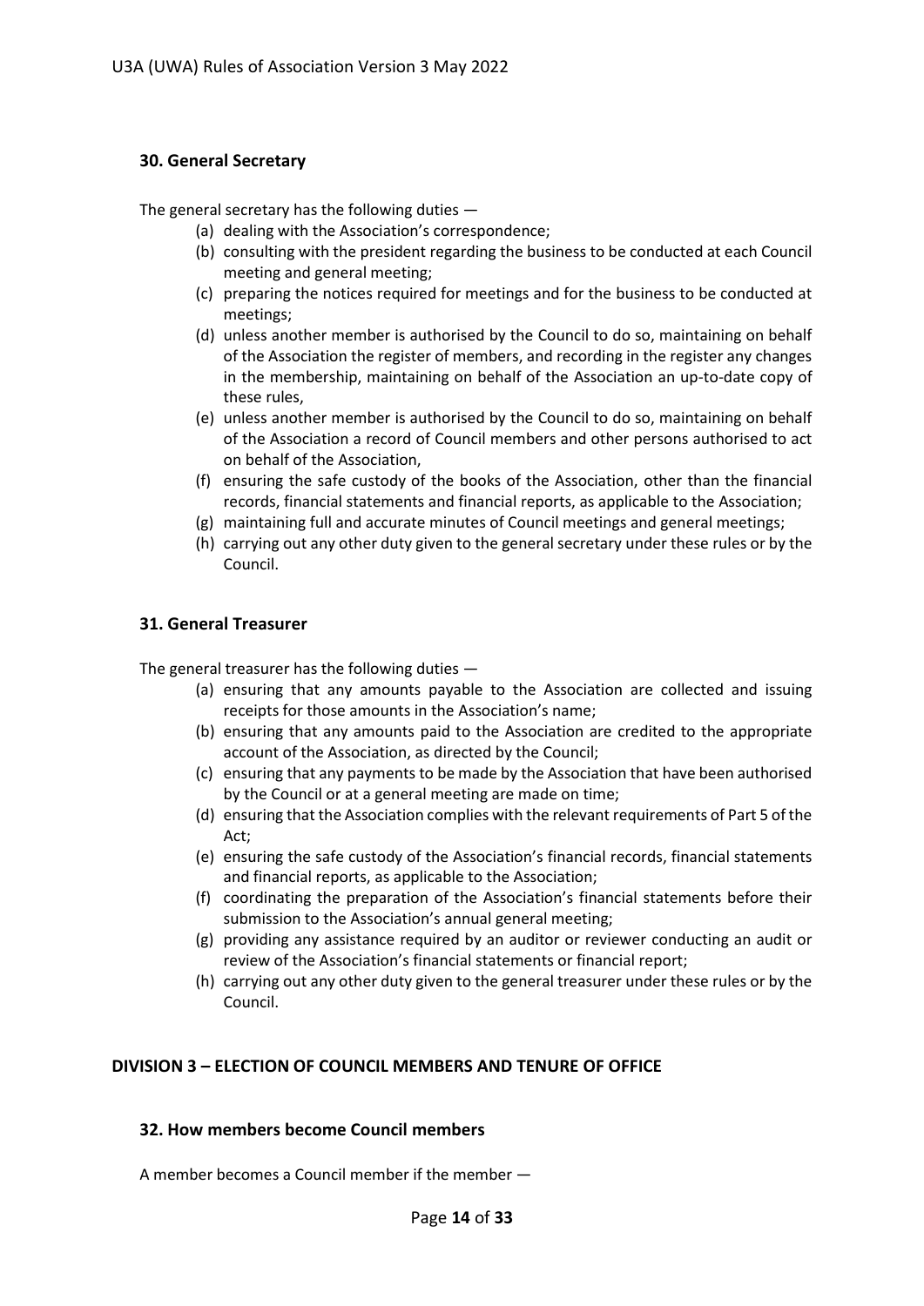### 30. General Secretary

The general secretary has the following duties —

(a) dealing with the Association's correspondence;
(b) consulting with the president regarding the business to be conducted at each Council meeting and general meeting;
(c) preparing the notices required for meetings and for the business to be conducted at meetings;
(d) unless another member is authorised by the Council to do so, maintaining on behalf of the Association the register of members, and recording in the register any changes in the membership, maintaining on behalf of the Association an up-to-date copy of these rules,
(e) unless another member is authorised by the Council to do so, maintaining on behalf of the Association a record of Council members and other persons authorised to act on behalf of the Association,
(f) ensuring the safe custody of the books of the Association, other than the financial records, financial statements and financial reports, as applicable to the Association;
(g) maintaining full and accurate minutes of Council meetings and general meetings;
(h) carrying out any other duty given to the general secretary under these rules or by the Council.

### 31. General Treasurer

The general treasurer has the following duties —

(a) ensuring that any amounts payable to the Association are collected and issuing receipts for those amounts in the Association's name;
(b) ensuring that any amounts paid to the Association are credited to the appropriate account of the Association, as directed by the Council;
(c) ensuring that any payments to be made by the Association that have been authorised by the Council or at a general meeting are made on time;
(d) ensuring that the Association complies with the relevant requirements of Part 5 of the Act;
(e) ensuring the safe custody of the Association's financial records, financial statements and financial reports, as applicable to the Association;
(f) coordinating the preparation of the Association's financial statements before their submission to the Association's annual general meeting;
(g) providing any assistance required by an auditor or reviewer conducting an audit or review of the Association's financial statements or financial report;
(h) carrying out any other duty given to the general treasurer under these rules or by the Council.

## DIVISION 3 – ELECTION OF COUNCIL MEMBERS AND TENURE OF OFFICE

### 32. How members become Council members

A member becomes a Council member if the member —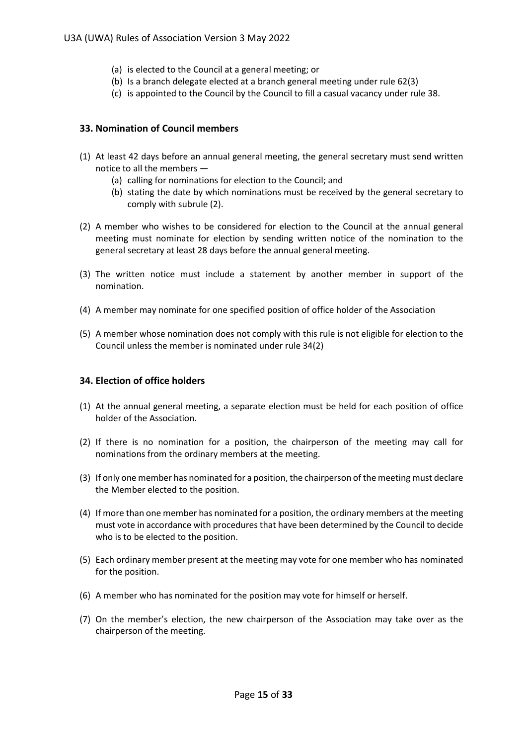(a) is elected to the Council at a general meeting; or
(b) Is a branch delegate elected at a branch general meeting under rule 62(3)
(c) is appointed to the Council by the Council to fill a casual vacancy under rule 38.

### 33. Nomination of Council members

(1) At least 42 days before an annual general meeting, the general secretary must send written notice to all the members —
   (a) calling for nominations for election to the Council; and
   (b) stating the date by which nominations must be received by the general secretary to comply with subrule (2).

(2) A member who wishes to be considered for election to the Council at the annual general meeting must nominate for election by sending written notice of the nomination to the general secretary at least 28 days before the annual general meeting.

(3) The written notice must include a statement by another member in support of the nomination.

(4) A member may nominate for one specified position of office holder of the Association

(5) A member whose nomination does not comply with this rule is not eligible for election to the Council unless the member is nominated under rule 34(2)

### 34. Election of office holders

(1) At the annual general meeting, a separate election must be held for each position of office holder of the Association.

(2) If there is no nomination for a position, the chairperson of the meeting may call for nominations from the ordinary members at the meeting.

(3) If only one member has nominated for a position, the chairperson of the meeting must declare the Member elected to the position.

(4) If more than one member has nominated for a position, the ordinary members at the meeting must vote in accordance with procedures that have been determined by the Council to decide who is to be elected to the position.

(5) Each ordinary member present at the meeting may vote for one member who has nominated for the position.

(6) A member who has nominated for the position may vote for himself or herself.

(7) On the member's election, the new chairperson of the Association may take over as the chairperson of the meeting.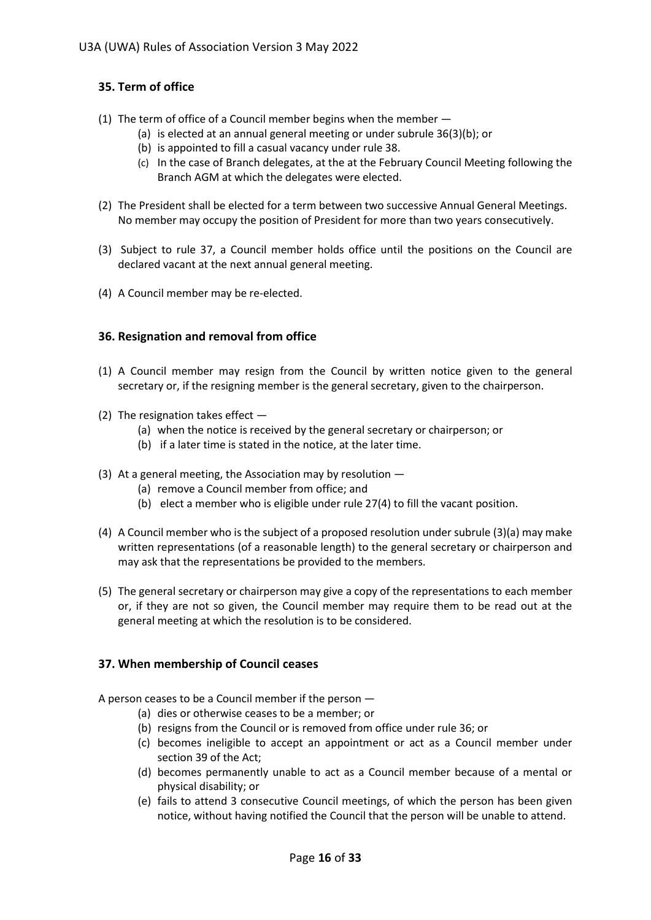## 35. Term of office

(1) The term of office of a Council member begins when the member —
   (a) is elected at an annual general meeting or under subrule 36(3)(b); or
   (b) is appointed to fill a casual vacancy under rule 38.
   (c) In the case of Branch delegates, at the at the February Council Meeting following the Branch AGM at which the delegates were elected.

(2) The President shall be elected for a term between two successive Annual General Meetings. No member may occupy the position of President for more than two years consecutively.

(3) Subject to rule 37, a Council member holds office until the positions on the Council are declared vacant at the next annual general meeting.

(4) A Council member may be re-elected.

## 36. Resignation and removal from office

(1) A Council member may resign from the Council by written notice given to the general secretary or, if the resigning member is the general secretary, given to the chairperson.

(2) The resignation takes effect —
   (a) when the notice is received by the general secretary or chairperson; or
   (b) if a later time is stated in the notice, at the later time.

(3) At a general meeting, the Association may by resolution —
   (a) remove a Council member from office; and
   (b) elect a member who is eligible under rule 27(4) to fill the vacant position.

(4) A Council member who is the subject of a proposed resolution under subrule (3)(a) may make written representations (of a reasonable length) to the general secretary or chairperson and may ask that the representations be provided to the members.

(5) The general secretary or chairperson may give a copy of the representations to each member or, if they are not so given, the Council member may require them to be read out at the general meeting at which the resolution is to be considered.

## 37. When membership of Council ceases

A person ceases to be a Council member if the person —
   (a) dies or otherwise ceases to be a member; or
   (b) resigns from the Council or is removed from office under rule 36; or
   (c) becomes ineligible to accept an appointment or act as a Council member under section 39 of the Act;
   (d) becomes permanently unable to act as a Council member because of a mental or physical disability; or
   (e) fails to attend 3 consecutive Council meetings, of which the person has been given notice, without having notified the Council that the person will be unable to attend.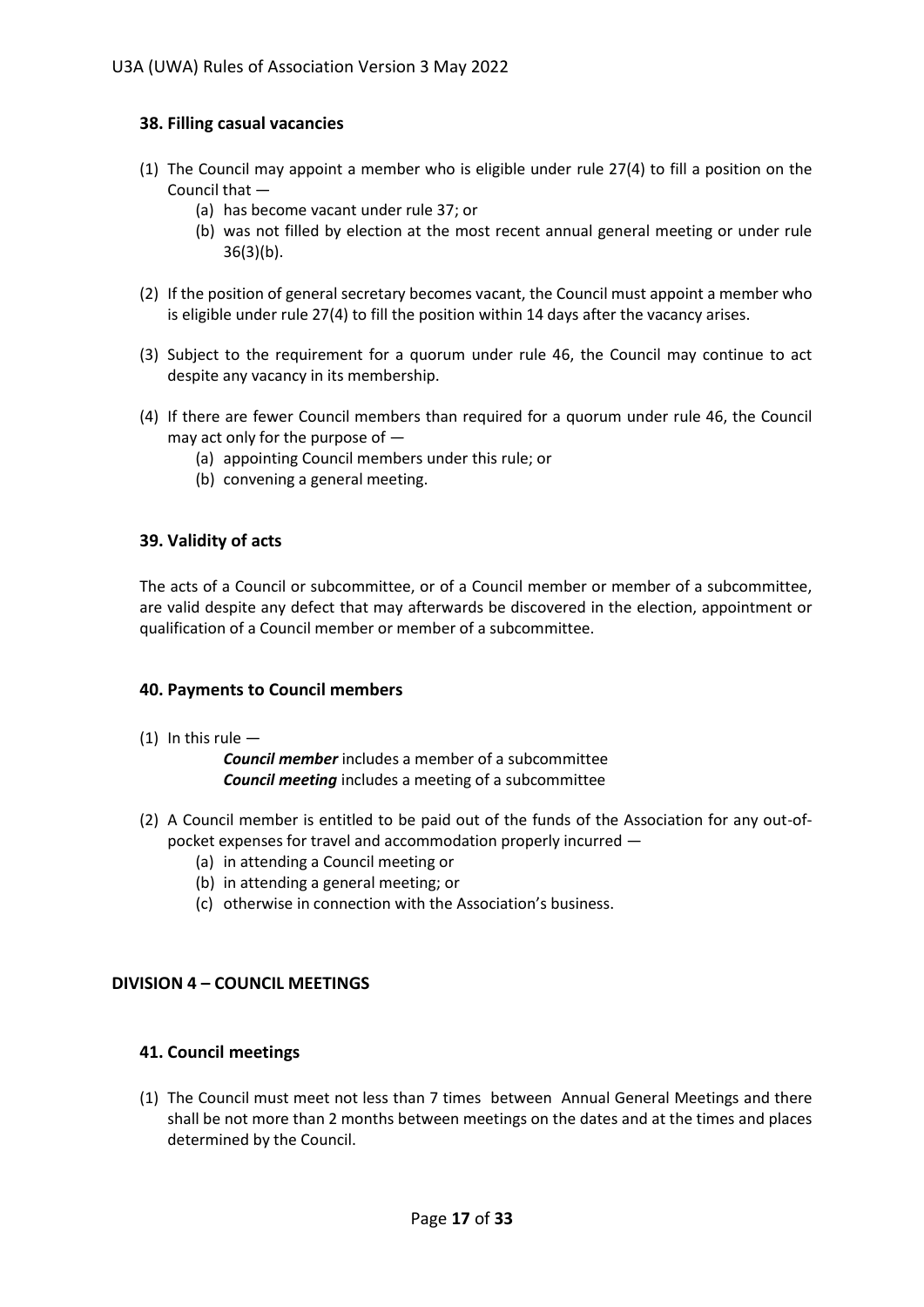### 38. Filling casual vacancies

(1) The Council may appoint a member who is eligible under rule 27(4) to fill a position on the Council that —
   - (a) has become vacant under rule 37; or
   - (b) was not filled by election at the most recent annual general meeting or under rule 36(3)(b).

(2) If the position of general secretary becomes vacant, the Council must appoint a member who is eligible under rule 27(4) to fill the position within 14 days after the vacancy arises.

(3) Subject to the requirement for a quorum under rule 46, the Council may continue to act despite any vacancy in its membership.

(4) If there are fewer Council members than required for a quorum under rule 46, the Council may act only for the purpose of —
   - (a) appointing Council members under this rule; or
   - (b) convening a general meeting.

### 39. Validity of acts

The acts of a Council or subcommittee, or of a Council member or member of a subcommittee, are valid despite any defect that may afterwards be discovered in the election, appointment or qualification of a Council member or member of a subcommittee.

### 40. Payments to Council members

(1) In this rule —

   ***Council member*** includes a member of a subcommittee
   ***Council meeting*** includes a meeting of a subcommittee

(2) A Council member is entitled to be paid out of the funds of the Association for any out-of-pocket expenses for travel and accommodation properly incurred —
   - (a) in attending a Council meeting or
   - (b) in attending a general meeting; or
   - (c) otherwise in connection with the Association's business.

## DIVISION 4 – COUNCIL MEETINGS

### 41. Council meetings

(1) The Council must meet not less than 7 times between Annual General Meetings and there shall be not more than 2 months between meetings on the dates and at the times and places determined by the Council.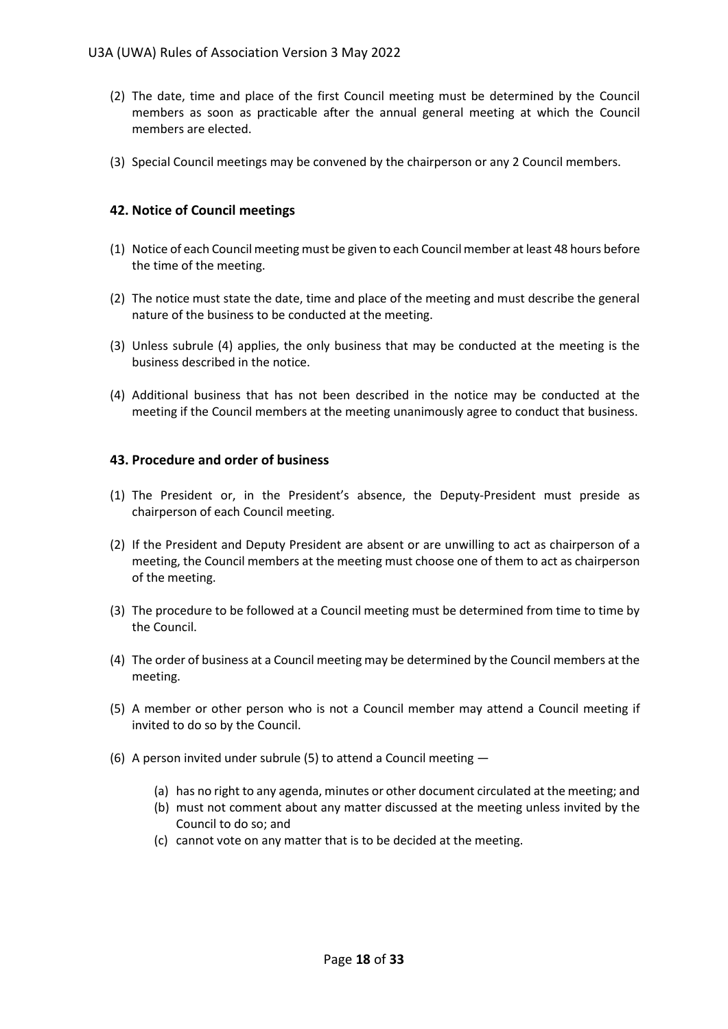(2) The date, time and place of the first Council meeting must be determined by the Council members as soon as practicable after the annual general meeting at which the Council members are elected.

(3) Special Council meetings may be convened by the chairperson or any 2 Council members.

### 42. Notice of Council meetings

(1) Notice of each Council meeting must be given to each Council member at least 48 hours before the time of the meeting.

(2) The notice must state the date, time and place of the meeting and must describe the general nature of the business to be conducted at the meeting.

(3) Unless subrule (4) applies, the only business that may be conducted at the meeting is the business described in the notice.

(4) Additional business that has not been described in the notice may be conducted at the meeting if the Council members at the meeting unanimously agree to conduct that business.

### 43. Procedure and order of business

(1) The President or, in the President's absence, the Deputy-President must preside as chairperson of each Council meeting.

(2) If the President and Deputy President are absent or are unwilling to act as chairperson of a meeting, the Council members at the meeting must choose one of them to act as chairperson of the meeting.

(3) The procedure to be followed at a Council meeting must be determined from time to time by the Council.

(4) The order of business at a Council meeting may be determined by the Council members at the meeting.

(5) A member or other person who is not a Council member may attend a Council meeting if invited to do so by the Council.

(6) A person invited under subrule (5) to attend a Council meeting —

  (a) has no right to any agenda, minutes or other document circulated at the meeting; and
  (b) must not comment about any matter discussed at the meeting unless invited by the Council to do so; and
  (c) cannot vote on any matter that is to be decided at the meeting.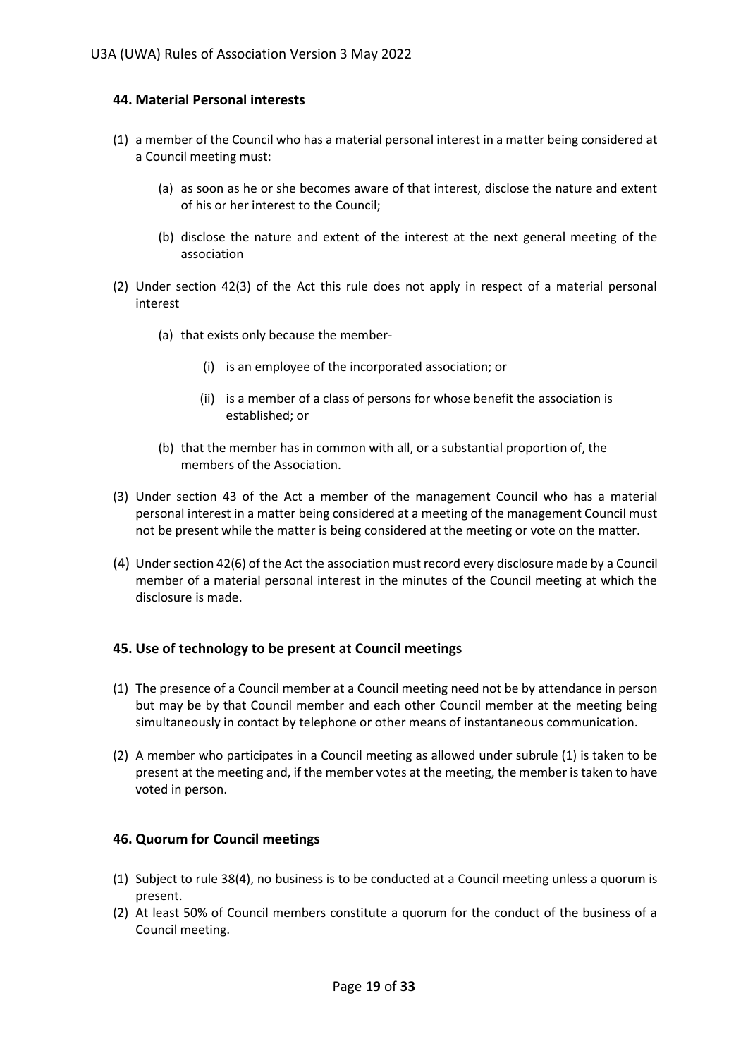## 44. Material Personal interests

(1) a member of the Council who has a material personal interest in a matter being considered at a Council meeting must:

   (a) as soon as he or she becomes aware of that interest, disclose the nature and extent of his or her interest to the Council;

   (b) disclose the nature and extent of the interest at the next general meeting of the association

(2) Under section 42(3) of the Act this rule does not apply in respect of a material personal interest

   (a) that exists only because the member-

      (i) is an employee of the incorporated association; or

      (ii) is a member of a class of persons for whose benefit the association is established; or

   (b) that the member has in common with all, or a substantial proportion of, the members of the Association.

(3) Under section 43 of the Act a member of the management Council who has a material personal interest in a matter being considered at a meeting of the management Council must not be present while the matter is being considered at the meeting or vote on the matter.

(4) Under section 42(6) of the Act the association must record every disclosure made by a Council member of a material personal interest in the minutes of the Council meeting at which the disclosure is made.

## 45. Use of technology to be present at Council meetings

(1) The presence of a Council member at a Council meeting need not be by attendance in person but may be by that Council member and each other Council member at the meeting being simultaneously in contact by telephone or other means of instantaneous communication.

(2) A member who participates in a Council meeting as allowed under subrule (1) is taken to be present at the meeting and, if the member votes at the meeting, the member is taken to have voted in person.

## 46. Quorum for Council meetings

(1) Subject to rule 38(4), no business is to be conducted at a Council meeting unless a quorum is present.

(2) At least 50% of Council members constitute a quorum for the conduct of the business of a Council meeting.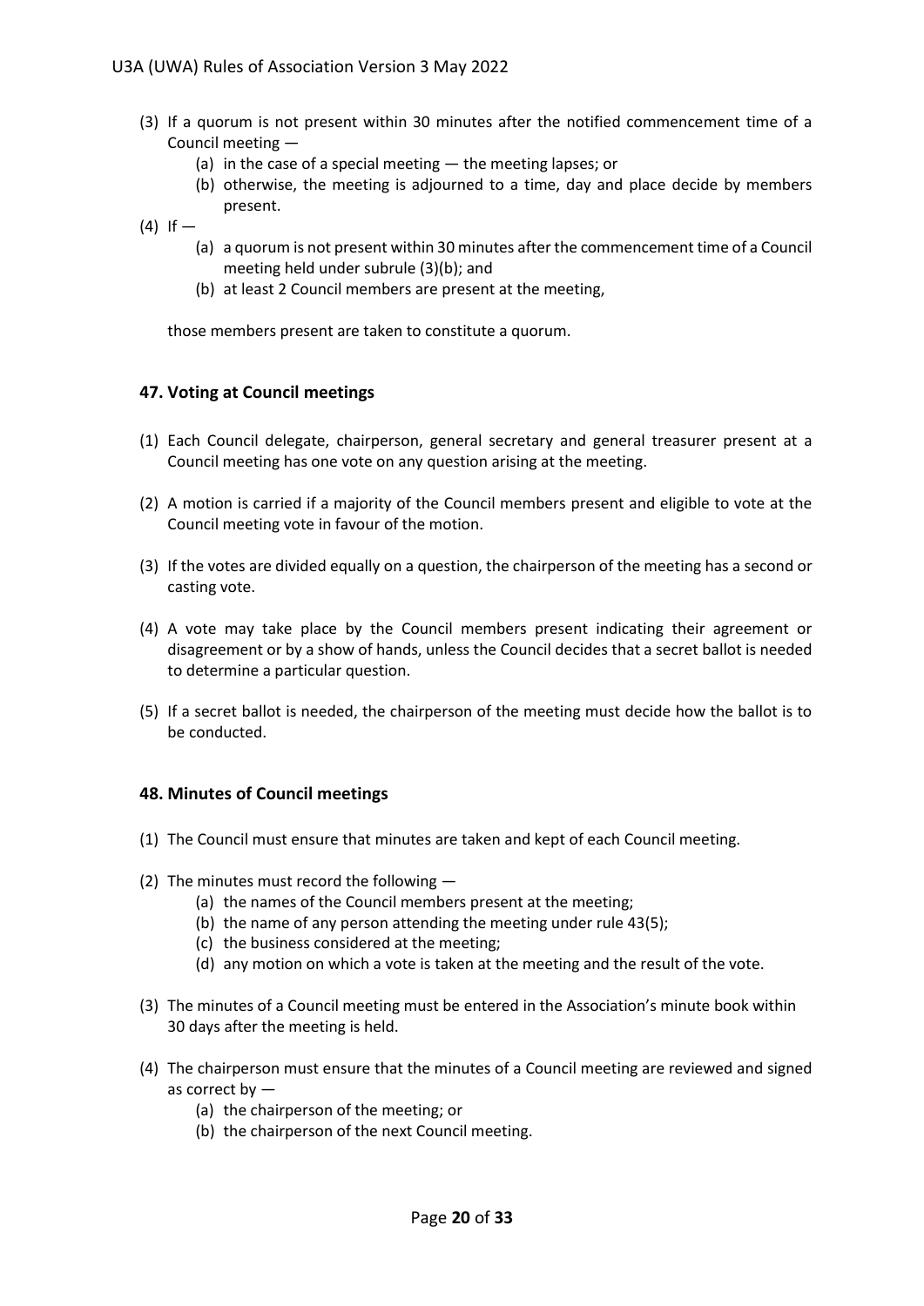(3) If a quorum is not present within 30 minutes after the notified commencement time of a Council meeting —

  (a) in the case of a special meeting — the meeting lapses; or

  (b) otherwise, the meeting is adjourned to a time, day and place decide by members present.

(4) If —

  (a) a quorum is not present within 30 minutes after the commencement time of a Council meeting held under subrule (3)(b); and

  (b) at least 2 Council members are present at the meeting,

  those members present are taken to constitute a quorum.

### 47. Voting at Council meetings

(1) Each Council delegate, chairperson, general secretary and general treasurer present at a Council meeting has one vote on any question arising at the meeting.

(2) A motion is carried if a majority of the Council members present and eligible to vote at the Council meeting vote in favour of the motion.

(3) If the votes are divided equally on a question, the chairperson of the meeting has a second or casting vote.

(4) A vote may take place by the Council members present indicating their agreement or disagreement or by a show of hands, unless the Council decides that a secret ballot is needed to determine a particular question.

(5) If a secret ballot is needed, the chairperson of the meeting must decide how the ballot is to be conducted.

### 48. Minutes of Council meetings

(1) The Council must ensure that minutes are taken and kept of each Council meeting.

(2) The minutes must record the following —

  (a) the names of the Council members present at the meeting;

  (b) the name of any person attending the meeting under rule 43(5);

  (c) the business considered at the meeting;

  (d) any motion on which a vote is taken at the meeting and the result of the vote.

(3) The minutes of a Council meeting must be entered in the Association's minute book within 30 days after the meeting is held.

(4) The chairperson must ensure that the minutes of a Council meeting are reviewed and signed as correct by —

  (a) the chairperson of the meeting; or

  (b) the chairperson of the next Council meeting.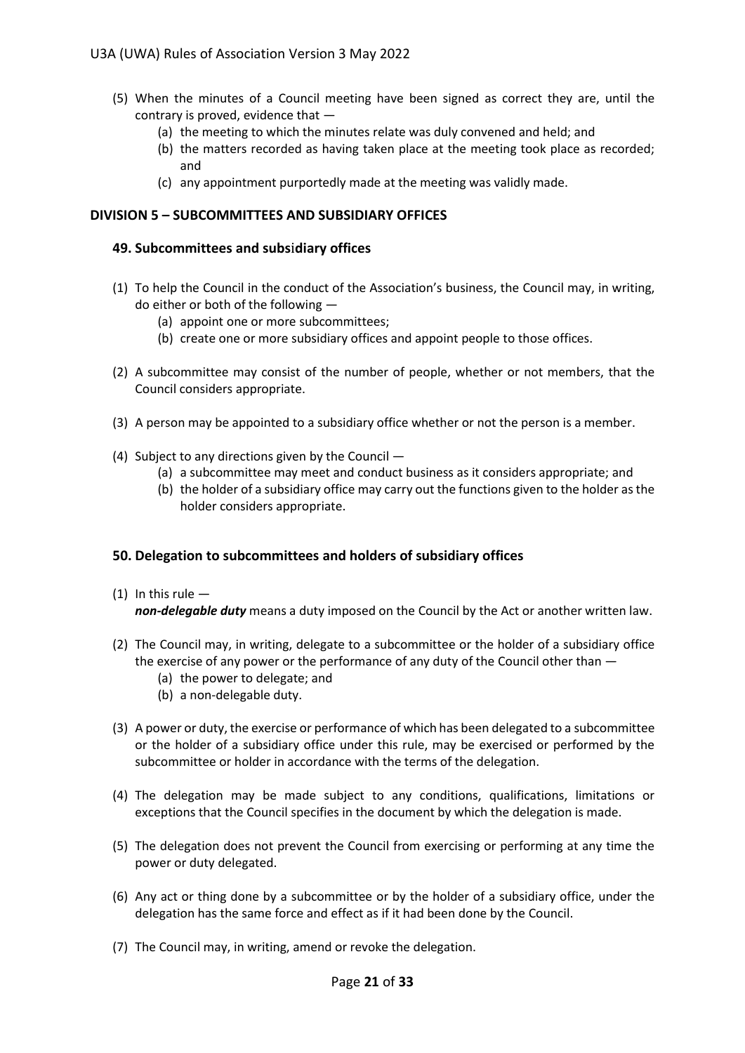(5) When the minutes of a Council meeting have been signed as correct they are, until the contrary is proved, evidence that —
   (a) the meeting to which the minutes relate was duly convened and held; and
   (b) the matters recorded as having taken place at the meeting took place as recorded; and
   (c) any appointment purportedly made at the meeting was validly made.

## DIVISION 5 – SUBCOMMITTEES AND SUBSIDIARY OFFICES

### 49. Subcommittees and subsidiary offices

(1) To help the Council in the conduct of the Association's business, the Council may, in writing, do either or both of the following —
   (a) appoint one or more subcommittees;
   (b) create one or more subsidiary offices and appoint people to those offices.

(2) A subcommittee may consist of the number of people, whether or not members, that the Council considers appropriate.

(3) A person may be appointed to a subsidiary office whether or not the person is a member.

(4) Subject to any directions given by the Council —
   (a) a subcommittee may meet and conduct business as it considers appropriate; and
   (b) the holder of a subsidiary office may carry out the functions given to the holder as the holder considers appropriate.

### 50. Delegation to subcommittees and holders of subsidiary offices

(1) In this rule —
***non-delegable duty*** means a duty imposed on the Council by the Act or another written law.

(2) The Council may, in writing, delegate to a subcommittee or the holder of a subsidiary office the exercise of any power or the performance of any duty of the Council other than —
   (a) the power to delegate; and
   (b) a non-delegable duty.

(3) A power or duty, the exercise or performance of which has been delegated to a subcommittee or the holder of a subsidiary office under this rule, may be exercised or performed by the subcommittee or holder in accordance with the terms of the delegation.

(4) The delegation may be made subject to any conditions, qualifications, limitations or exceptions that the Council specifies in the document by which the delegation is made.

(5) The delegation does not prevent the Council from exercising or performing at any time the power or duty delegated.

(6) Any act or thing done by a subcommittee or by the holder of a subsidiary office, under the delegation has the same force and effect as if it had been done by the Council.

(7) The Council may, in writing, amend or revoke the delegation.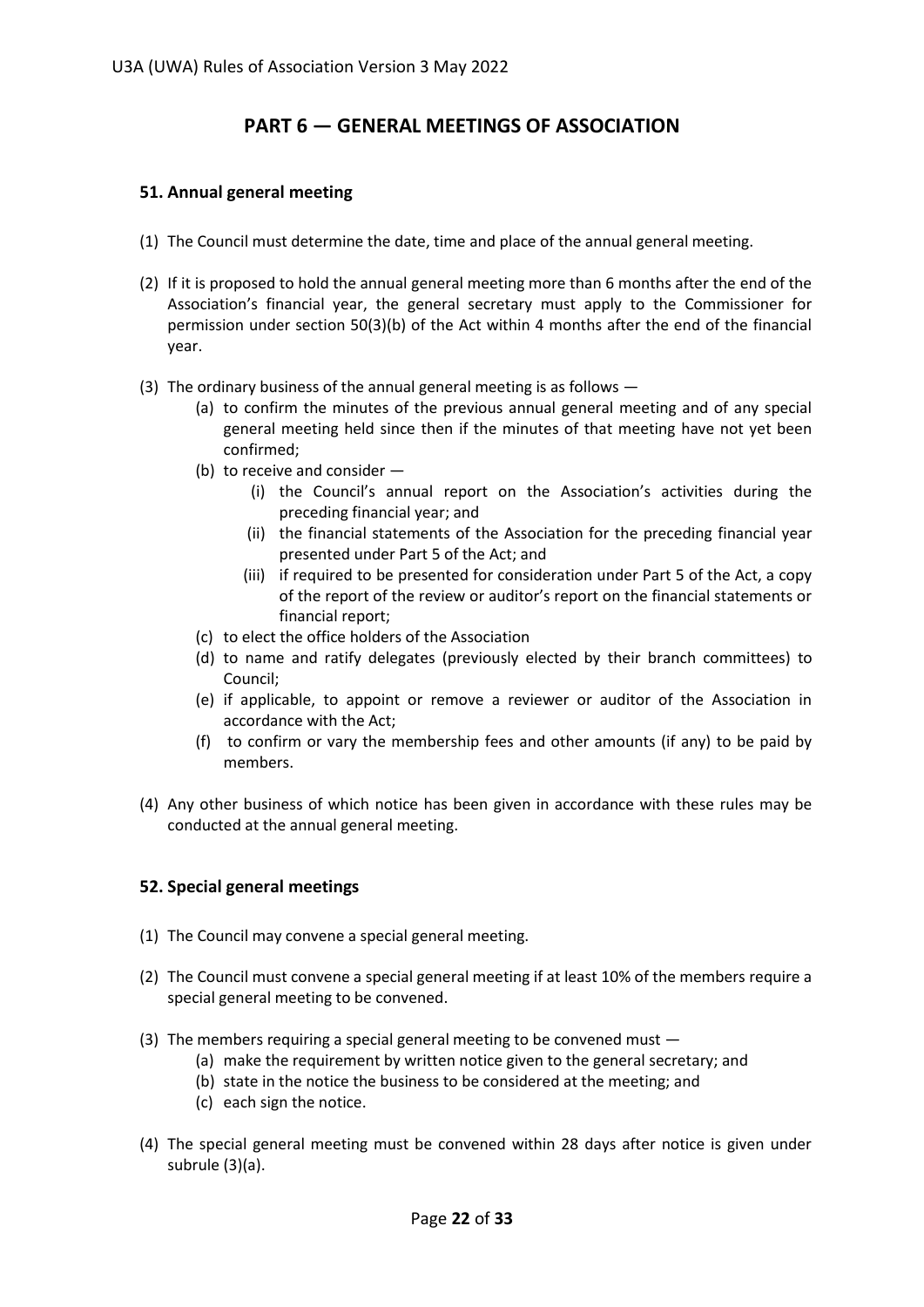## PART 6 — GENERAL MEETINGS OF ASSOCIATION

### 51. Annual general meeting

(1) The Council must determine the date, time and place of the annual general meeting.

(2) If it is proposed to hold the annual general meeting more than 6 months after the end of the Association's financial year, the general secretary must apply to the Commissioner for permission under section 50(3)(b) of the Act within 4 months after the end of the financial year.

(3) The ordinary business of the annual general meeting is as follows —
   - (a) to confirm the minutes of the previous annual general meeting and of any special general meeting held since then if the minutes of that meeting have not yet been confirmed;
   - (b) to receive and consider —
     - (i) the Council's annual report on the Association's activities during the preceding financial year; and
     - (ii) the financial statements of the Association for the preceding financial year presented under Part 5 of the Act; and
     - (iii) if required to be presented for consideration under Part 5 of the Act, a copy of the report of the review or auditor's report on the financial statements or financial report;
   - (c) to elect the office holders of the Association
   - (d) to name and ratify delegates (previously elected by their branch committees) to Council;
   - (e) if applicable, to appoint or remove a reviewer or auditor of the Association in accordance with the Act;
   - (f) to confirm or vary the membership fees and other amounts (if any) to be paid by members.

(4) Any other business of which notice has been given in accordance with these rules may be conducted at the annual general meeting.

### 52. Special general meetings

(1) The Council may convene a special general meeting.

(2) The Council must convene a special general meeting if at least 10% of the members require a special general meeting to be convened.

(3) The members requiring a special general meeting to be convened must —
   - (a) make the requirement by written notice given to the general secretary; and
   - (b) state in the notice the business to be considered at the meeting; and
   - (c) each sign the notice.

(4) The special general meeting must be convened within 28 days after notice is given under subrule (3)(a).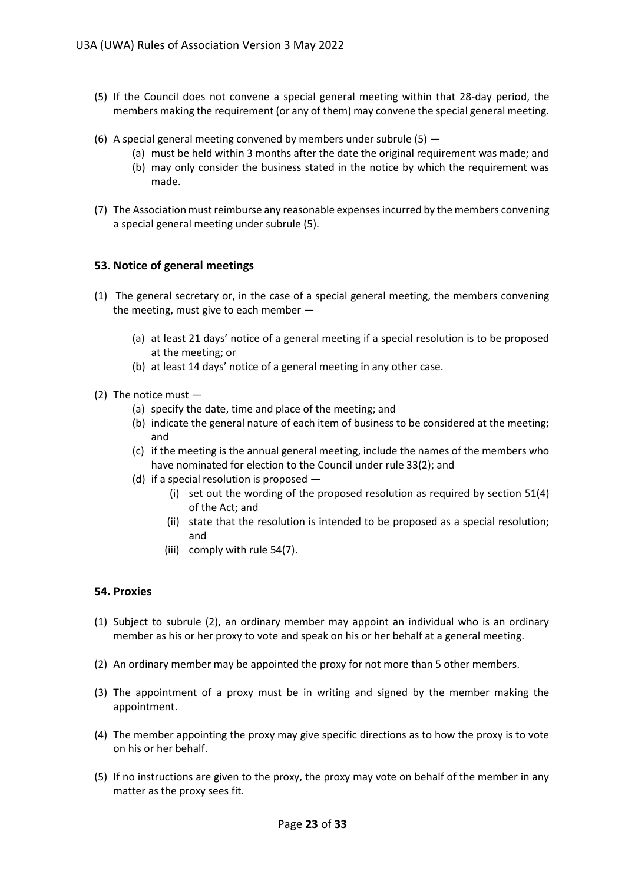(5) If the Council does not convene a special general meeting within that 28-day period, the members making the requirement (or any of them) may convene the special general meeting.

(6) A special general meeting convened by members under subrule (5) —
   - (a) must be held within 3 months after the date the original requirement was made; and
   - (b) may only consider the business stated in the notice by which the requirement was made.

(7) The Association must reimburse any reasonable expenses incurred by the members convening a special general meeting under subrule (5).

### 53. Notice of general meetings

(1) The general secretary or, in the case of a special general meeting, the members convening the meeting, must give to each member —

   - (a) at least 21 days' notice of a general meeting if a special resolution is to be proposed at the meeting; or
   - (b) at least 14 days' notice of a general meeting in any other case.

(2) The notice must —
   - (a) specify the date, time and place of the meeting; and
   - (b) indicate the general nature of each item of business to be considered at the meeting; and
   - (c) if the meeting is the annual general meeting, include the names of the members who have nominated for election to the Council under rule 33(2); and
   - (d) if a special resolution is proposed —
      - (i) set out the wording of the proposed resolution as required by section 51(4) of the Act; and
      - (ii) state that the resolution is intended to be proposed as a special resolution; and
      - (iii) comply with rule 54(7).

### 54. Proxies

(1) Subject to subrule (2), an ordinary member may appoint an individual who is an ordinary member as his or her proxy to vote and speak on his or her behalf at a general meeting.

(2) An ordinary member may be appointed the proxy for not more than 5 other members.

(3) The appointment of a proxy must be in writing and signed by the member making the appointment.

(4) The member appointing the proxy may give specific directions as to how the proxy is to vote on his or her behalf.

(5) If no instructions are given to the proxy, the proxy may vote on behalf of the member in any matter as the proxy sees fit.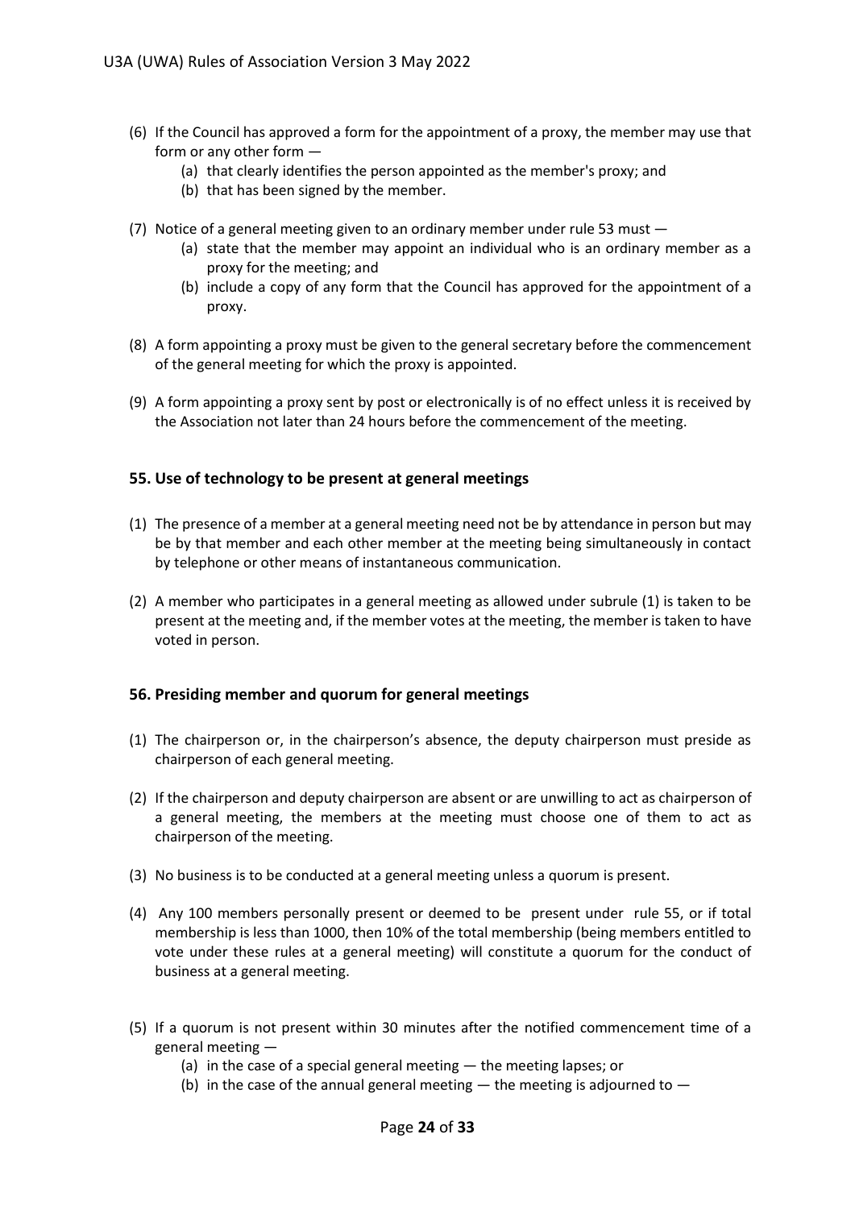(6) If the Council has approved a form for the appointment of a proxy, the member may use that form or any other form —
   (a) that clearly identifies the person appointed as the member's proxy; and
   (b) that has been signed by the member.

(7) Notice of a general meeting given to an ordinary member under rule 53 must —
   (a) state that the member may appoint an individual who is an ordinary member as a proxy for the meeting; and
   (b) include a copy of any form that the Council has approved for the appointment of a proxy.

(8) A form appointing a proxy must be given to the general secretary before the commencement of the general meeting for which the proxy is appointed.

(9) A form appointing a proxy sent by post or electronically is of no effect unless it is received by the Association not later than 24 hours before the commencement of the meeting.

### 55. Use of technology to be present at general meetings

(1) The presence of a member at a general meeting need not be by attendance in person but may be by that member and each other member at the meeting being simultaneously in contact by telephone or other means of instantaneous communication.

(2) A member who participates in a general meeting as allowed under subrule (1) is taken to be present at the meeting and, if the member votes at the meeting, the member is taken to have voted in person.

### 56. Presiding member and quorum for general meetings

(1) The chairperson or, in the chairperson's absence, the deputy chairperson must preside as chairperson of each general meeting.

(2) If the chairperson and deputy chairperson are absent or are unwilling to act as chairperson of a general meeting, the members at the meeting must choose one of them to act as chairperson of the meeting.

(3) No business is to be conducted at a general meeting unless a quorum is present.

(4) Any 100 members personally present or deemed to be present under rule 55, or if total membership is less than 1000, then 10% of the total membership (being members entitled to vote under these rules at a general meeting) will constitute a quorum for the conduct of business at a general meeting.

(5) If a quorum is not present within 30 minutes after the notified commencement time of a general meeting —
   (a) in the case of a special general meeting — the meeting lapses; or
   (b) in the case of the annual general meeting — the meeting is adjourned to —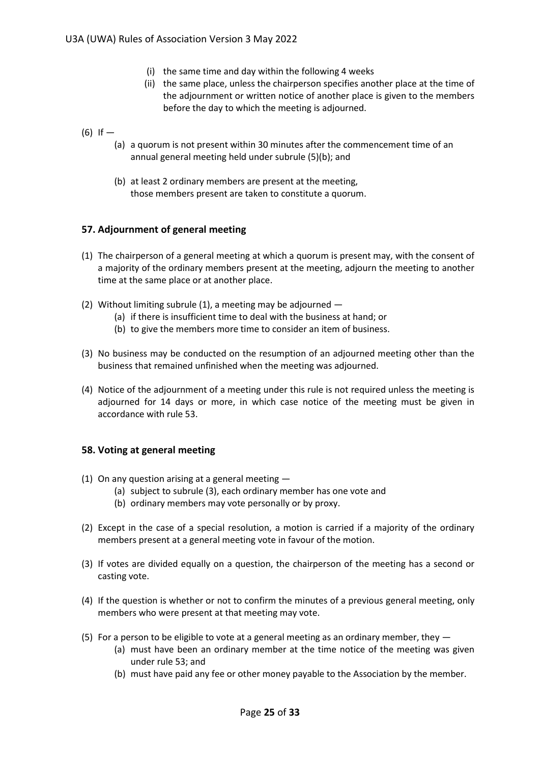(i) the same time and day within the following 4 weeks
   (ii) the same place, unless the chairperson specifies another place at the time of the adjournment or written notice of another place is given to the members before the day to which the meeting is adjourned.

(6) If —
   (a) a quorum is not present within 30 minutes after the commencement time of an annual general meeting held under subrule (5)(b); and
   (b) at least 2 ordinary members are present at the meeting,
   those members present are taken to constitute a quorum.

### 57. Adjournment of general meeting

(1) The chairperson of a general meeting at which a quorum is present may, with the consent of a majority of the ordinary members present at the meeting, adjourn the meeting to another time at the same place or at another place.

(2) Without limiting subrule (1), a meeting may be adjourned —
   (a) if there is insufficient time to deal with the business at hand; or
   (b) to give the members more time to consider an item of business.

(3) No business may be conducted on the resumption of an adjourned meeting other than the business that remained unfinished when the meeting was adjourned.

(4) Notice of the adjournment of a meeting under this rule is not required unless the meeting is adjourned for 14 days or more, in which case notice of the meeting must be given in accordance with rule 53.

### 58. Voting at general meeting

(1) On any question arising at a general meeting —
   (a) subject to subrule (3), each ordinary member has one vote and
   (b) ordinary members may vote personally or by proxy.

(2) Except in the case of a special resolution, a motion is carried if a majority of the ordinary members present at a general meeting vote in favour of the motion.

(3) If votes are divided equally on a question, the chairperson of the meeting has a second or casting vote.

(4) If the question is whether or not to confirm the minutes of a previous general meeting, only members who were present at that meeting may vote.

(5) For a person to be eligible to vote at a general meeting as an ordinary member, they —
   (a) must have been an ordinary member at the time notice of the meeting was given under rule 53; and
   (b) must have paid any fee or other money payable to the Association by the member.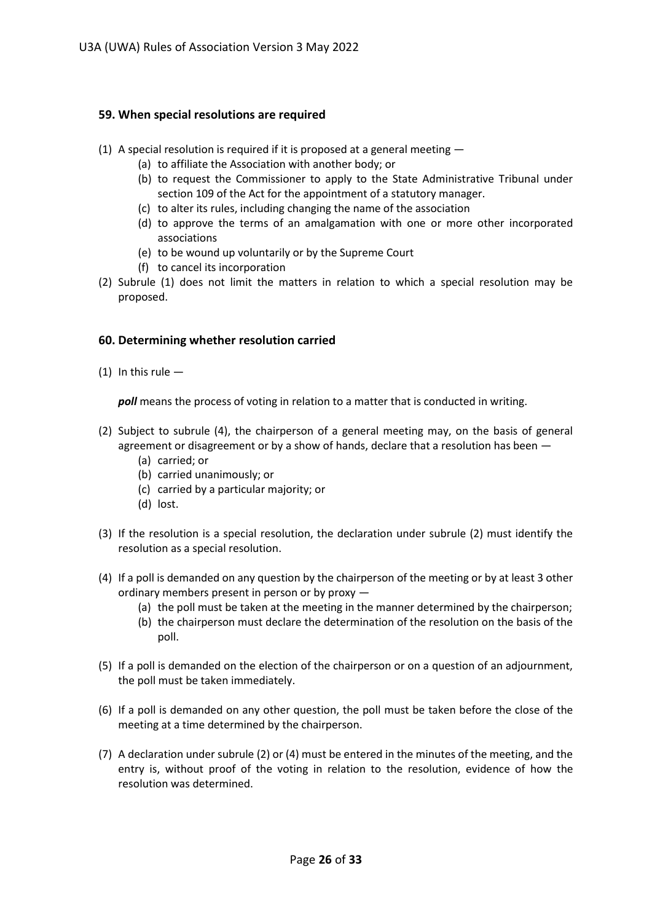## 59. When special resolutions are required

(1) A special resolution is required if it is proposed at a general meeting —

   (a) to affiliate the Association with another body; or
   (b) to request the Commissioner to apply to the State Administrative Tribunal under section 109 of the Act for the appointment of a statutory manager.
   (c) to alter its rules, including changing the name of the association
   (d) to approve the terms of an amalgamation with one or more other incorporated associations
   (e) to be wound up voluntarily or by the Supreme Court
   (f) to cancel its incorporation

(2) Subrule (1) does not limit the matters in relation to which a special resolution may be proposed.

## 60. Determining whether resolution carried

(1) In this rule —

   ***poll*** means the process of voting in relation to a matter that is conducted in writing.

(2) Subject to subrule (4), the chairperson of a general meeting may, on the basis of general agreement or disagreement or by a show of hands, declare that a resolution has been —

   (a) carried; or
   (b) carried unanimously; or
   (c) carried by a particular majority; or
   (d) lost.

(3) If the resolution is a special resolution, the declaration under subrule (2) must identify the resolution as a special resolution.

(4) If a poll is demanded on any question by the chairperson of the meeting or by at least 3 other ordinary members present in person or by proxy —

   (a) the poll must be taken at the meeting in the manner determined by the chairperson;
   (b) the chairperson must declare the determination of the resolution on the basis of the poll.

(5) If a poll is demanded on the election of the chairperson or on a question of an adjournment, the poll must be taken immediately.

(6) If a poll is demanded on any other question, the poll must be taken before the close of the meeting at a time determined by the chairperson.

(7) A declaration under subrule (2) or (4) must be entered in the minutes of the meeting, and the entry is, without proof of the voting in relation to the resolution, evidence of how the resolution was determined.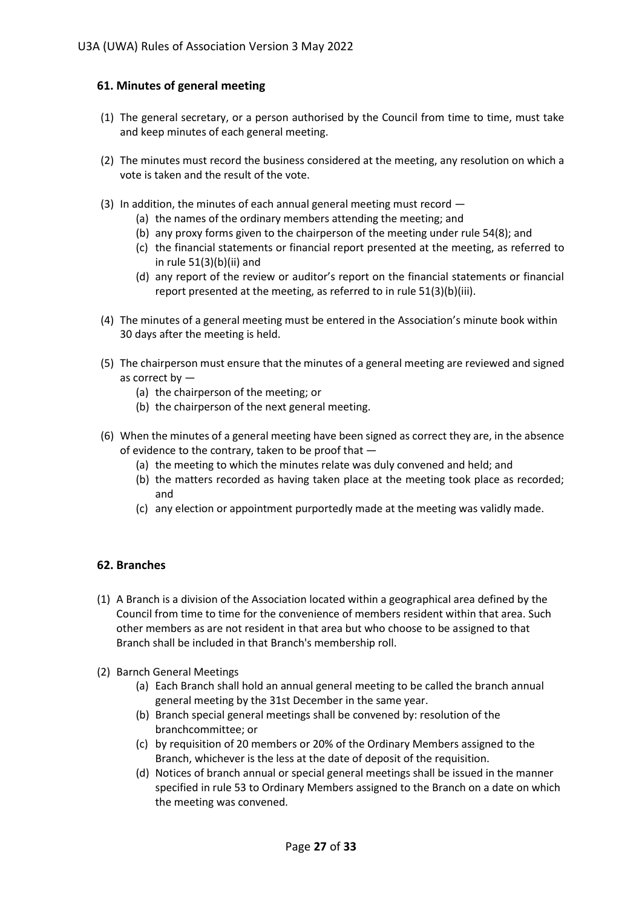## 61. Minutes of general meeting

(1) The general secretary, or a person authorised by the Council from time to time, must take and keep minutes of each general meeting.

(2) The minutes must record the business considered at the meeting, any resolution on which a vote is taken and the result of the vote.

(3) In addition, the minutes of each annual general meeting must record —
   (a) the names of the ordinary members attending the meeting; and
   (b) any proxy forms given to the chairperson of the meeting under rule 54(8); and
   (c) the financial statements or financial report presented at the meeting, as referred to in rule 51(3)(b)(ii) and
   (d) any report of the review or auditor's report on the financial statements or financial report presented at the meeting, as referred to in rule 51(3)(b)(iii).

(4) The minutes of a general meeting must be entered in the Association's minute book within 30 days after the meeting is held.

(5) The chairperson must ensure that the minutes of a general meeting are reviewed and signed as correct by —
   (a) the chairperson of the meeting; or
   (b) the chairperson of the next general meeting.

(6) When the minutes of a general meeting have been signed as correct they are, in the absence of evidence to the contrary, taken to be proof that —
   (a) the meeting to which the minutes relate was duly convened and held; and
   (b) the matters recorded as having taken place at the meeting took place as recorded; and
   (c) any election or appointment purportedly made at the meeting was validly made.

## 62. Branches

(1) A Branch is a division of the Association located within a geographical area defined by the Council from time to time for the convenience of members resident within that area. Such other members as are not resident in that area but who choose to be assigned to that Branch shall be included in that Branch's membership roll.

(2) Barnch General Meetings
   (a) Each Branch shall hold an annual general meeting to be called the branch annual general meeting by the 31st December in the same year.
   (b) Branch special general meetings shall be convened by: resolution of the branchcommittee; or
   (c) by requisition of 20 members or 20% of the Ordinary Members assigned to the Branch, whichever is the less at the date of deposit of the requisition.
   (d) Notices of branch annual or special general meetings shall be issued in the manner specified in rule 53 to Ordinary Members assigned to the Branch on a date on which the meeting was convened.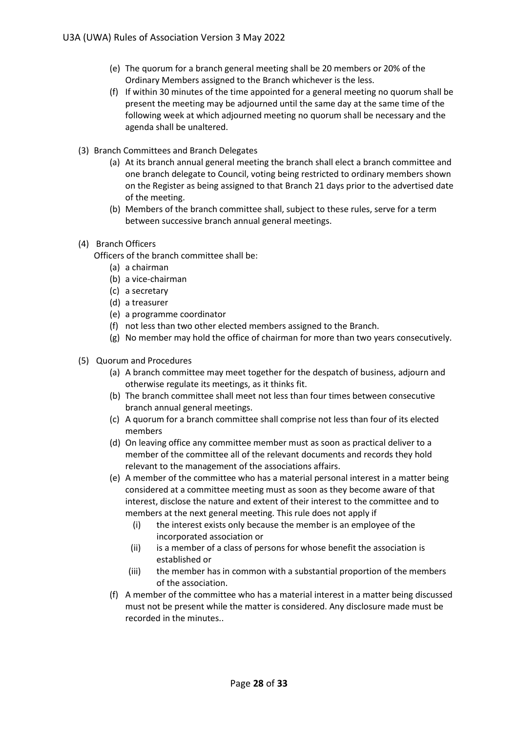(e) The quorum for a branch general meeting shall be 20 members or 20% of the Ordinary Members assigned to the Branch whichever is the less.

(f) If within 30 minutes of the time appointed for a general meeting no quorum shall be present the meeting may be adjourned until the same day at the same time of the following week at which adjourned meeting no quorum shall be necessary and the agenda shall be unaltered.

(3) Branch Committees and Branch Delegates

(a) At its branch annual general meeting the branch shall elect a branch committee and one branch delegate to Council, voting being restricted to ordinary members shown on the Register as being assigned to that Branch 21 days prior to the advertised date of the meeting.

(b) Members of the branch committee shall, subject to these rules, serve for a term between successive branch annual general meetings.

(4) Branch Officers

Officers of the branch committee shall be:

(a) a chairman

(b) a vice-chairman

(c) a secretary

(d) a treasurer

(e) a programme coordinator

(f) not less than two other elected members assigned to the Branch.

(g) No member may hold the office of chairman for more than two years consecutively.

(5) Quorum and Procedures

(a) A branch committee may meet together for the despatch of business, adjourn and otherwise regulate its meetings, as it thinks fit.

(b) The branch committee shall meet not less than four times between consecutive branch annual general meetings.

(c) A quorum for a branch committee shall comprise not less than four of its elected members

(d) On leaving office any committee member must as soon as practical deliver to a member of the committee all of the relevant documents and records they hold relevant to the management of the associations affairs.

(e) A member of the committee who has a material personal interest in a matter being considered at a committee meeting must as soon as they become aware of that interest, disclose the nature and extent of their interest to the committee and to members at the next general meeting. This rule does not apply if

(i) the interest exists only because the member is an employee of the incorporated association or

(ii) is a member of a class of persons for whose benefit the association is established or

(iii) the member has in common with a substantial proportion of the members of the association.

(f) A member of the committee who has a material interest in a matter being discussed must not be present while the matter is considered. Any disclosure made must be recorded in the minutes..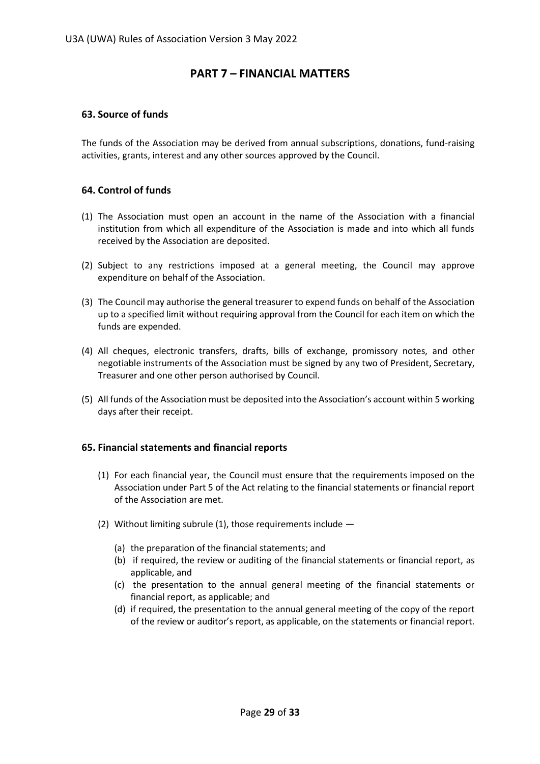## PART 7 – FINANCIAL MATTERS

### 63. Source of funds

The funds of the Association may be derived from annual subscriptions, donations, fund-raising activities, grants, interest and any other sources approved by the Council.

### 64. Control of funds

(1) The Association must open an account in the name of the Association with a financial institution from which all expenditure of the Association is made and into which all funds received by the Association are deposited.

(2) Subject to any restrictions imposed at a general meeting, the Council may approve expenditure on behalf of the Association.

(3) The Council may authorise the general treasurer to expend funds on behalf of the Association up to a specified limit without requiring approval from the Council for each item on which the funds are expended.

(4) All cheques, electronic transfers, drafts, bills of exchange, promissory notes, and other negotiable instruments of the Association must be signed by any two of President, Secretary, Treasurer and one other person authorised by Council.

(5) All funds of the Association must be deposited into the Association's account within 5 working days after their receipt.

### 65. Financial statements and financial reports

(1) For each financial year, the Council must ensure that the requirements imposed on the Association under Part 5 of the Act relating to the financial statements or financial report of the Association are met.

(2) Without limiting subrule (1), those requirements include —

   (a) the preparation of the financial statements; and
   (b) if required, the review or auditing of the financial statements or financial report, as applicable, and
   (c) the presentation to the annual general meeting of the financial statements or financial report, as applicable; and
   (d) if required, the presentation to the annual general meeting of the copy of the report of the review or auditor's report, as applicable, on the statements or financial report.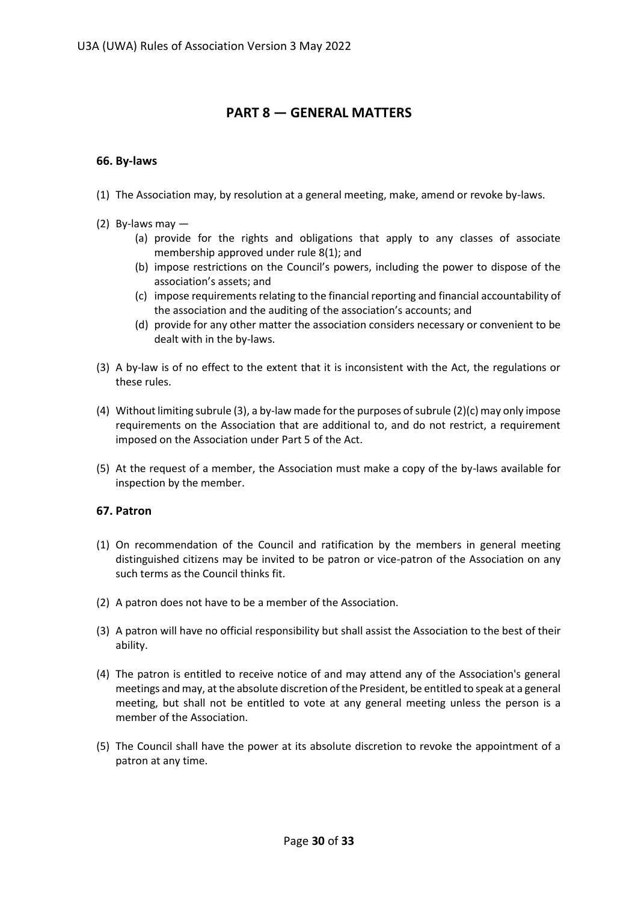## PART 8 — GENERAL MATTERS

### 66. By-laws

(1) The Association may, by resolution at a general meeting, make, amend or revoke by-laws.

(2) By-laws may —

  (a) provide for the rights and obligations that apply to any classes of associate membership approved under rule 8(1); and

  (b) impose restrictions on the Council's powers, including the power to dispose of the association's assets; and

  (c) impose requirements relating to the financial reporting and financial accountability of the association and the auditing of the association's accounts; and

  (d) provide for any other matter the association considers necessary or convenient to be dealt with in the by-laws.

(3) A by-law is of no effect to the extent that it is inconsistent with the Act, the regulations or these rules.

(4) Without limiting subrule (3), a by-law made for the purposes of subrule (2)(c) may only impose requirements on the Association that are additional to, and do not restrict, a requirement imposed on the Association under Part 5 of the Act.

(5) At the request of a member, the Association must make a copy of the by-laws available for inspection by the member.

### 67. Patron

(1) On recommendation of the Council and ratification by the members in general meeting distinguished citizens may be invited to be patron or vice-patron of the Association on any such terms as the Council thinks fit.

(2) A patron does not have to be a member of the Association.

(3) A patron will have no official responsibility but shall assist the Association to the best of their ability.

(4) The patron is entitled to receive notice of and may attend any of the Association's general meetings and may, at the absolute discretion of the President, be entitled to speak at a general meeting, but shall not be entitled to vote at any general meeting unless the person is a member of the Association.

(5) The Council shall have the power at its absolute discretion to revoke the appointment of a patron at any time.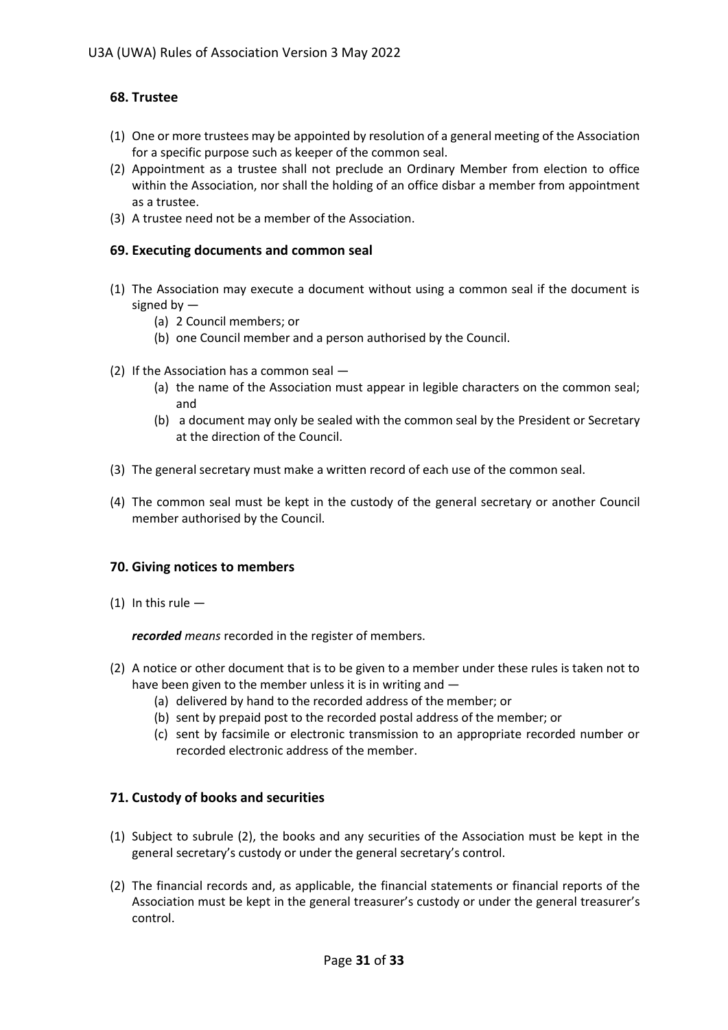## 68. Trustee

(1) One or more trustees may be appointed by resolution of a general meeting of the Association for a specific purpose such as keeper of the common seal.

(2) Appointment as a trustee shall not preclude an Ordinary Member from election to office within the Association, nor shall the holding of an office disbar a member from appointment as a trustee.

(3) A trustee need not be a member of the Association.

## 69. Executing documents and common seal

(1) The Association may execute a document without using a common seal if the document is signed by —

   (a) 2 Council members; or

   (b) one Council member and a person authorised by the Council.

(2) If the Association has a common seal —

   (a) the name of the Association must appear in legible characters on the common seal; and

   (b) a document may only be sealed with the common seal by the President or Secretary at the direction of the Council.

(3) The general secretary must make a written record of each use of the common seal.

(4) The common seal must be kept in the custody of the general secretary or another Council member authorised by the Council.

## 70. Giving notices to members

(1) In this rule —

***recorded*** *means* recorded in the register of members.

(2) A notice or other document that is to be given to a member under these rules is taken not to have been given to the member unless it is in writing and —

   (a) delivered by hand to the recorded address of the member; or

   (b) sent by prepaid post to the recorded postal address of the member; or

   (c) sent by facsimile or electronic transmission to an appropriate recorded number or recorded electronic address of the member.

## 71. Custody of books and securities

(1) Subject to subrule (2), the books and any securities of the Association must be kept in the general secretary's custody or under the general secretary's control.

(2) The financial records and, as applicable, the financial statements or financial reports of the Association must be kept in the general treasurer's custody or under the general treasurer's control.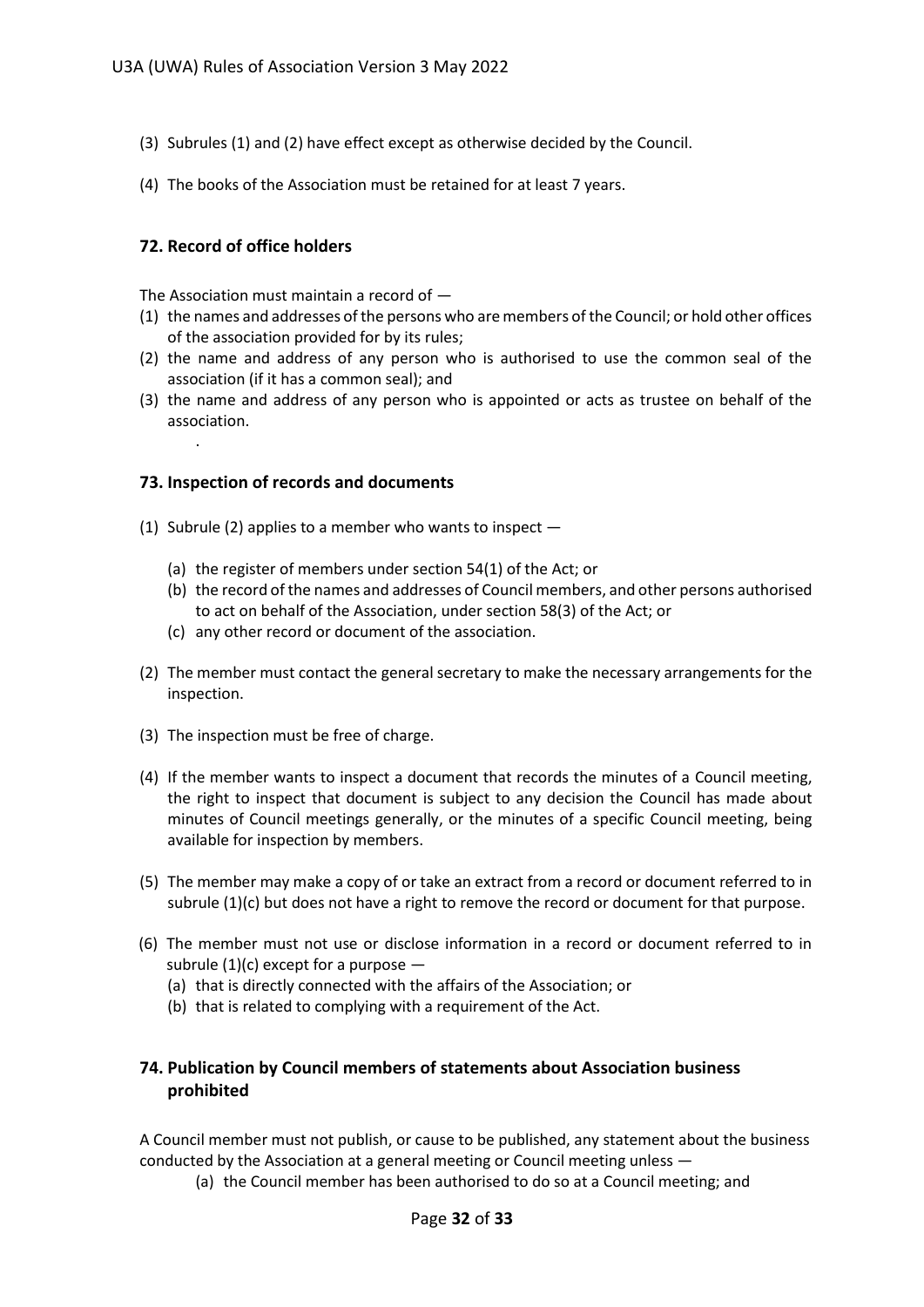(3) Subrules (1) and (2) have effect except as otherwise decided by the Council.

(4) The books of the Association must be retained for at least 7 years.

## 72. Record of office holders

The Association must maintain a record of —

(1) the names and addresses of the persons who are members of the Council; or hold other offices of the association provided for by its rules;

(2) the name and address of any person who is authorised to use the common seal of the association (if it has a common seal); and

(3) the name and address of any person who is appointed or acts as trustee on behalf of the association.

.

## 73. Inspection of records and documents

(1) Subrule (2) applies to a member who wants to inspect —

  (a) the register of members under section 54(1) of the Act; or

  (b) the record of the names and addresses of Council members, and other persons authorised to act on behalf of the Association, under section 58(3) of the Act; or

  (c) any other record or document of the association.

(2) The member must contact the general secretary to make the necessary arrangements for the inspection.

(3) The inspection must be free of charge.

(4) If the member wants to inspect a document that records the minutes of a Council meeting, the right to inspect that document is subject to any decision the Council has made about minutes of Council meetings generally, or the minutes of a specific Council meeting, being available for inspection by members.

(5) The member may make a copy of or take an extract from a record or document referred to in subrule (1)(c) but does not have a right to remove the record or document for that purpose.

(6) The member must not use or disclose information in a record or document referred to in subrule (1)(c) except for a purpose —

  (a) that is directly connected with the affairs of the Association; or

  (b) that is related to complying with a requirement of the Act.

## 74. Publication by Council members of statements about Association business prohibited

A Council member must not publish, or cause to be published, any statement about the business conducted by the Association at a general meeting or Council meeting unless —

  (a) the Council member has been authorised to do so at a Council meeting; and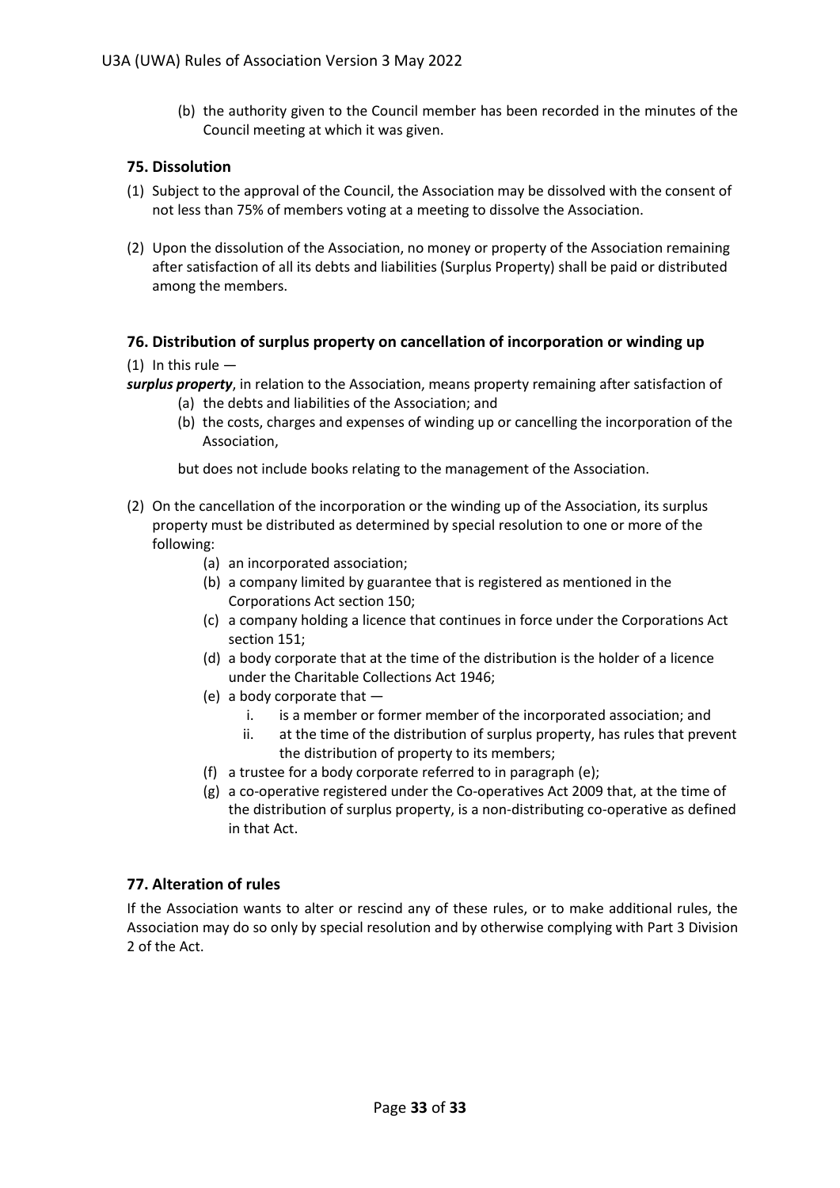(b) the authority given to the Council member has been recorded in the minutes of the Council meeting at which it was given.

### 75. Dissolution

(1) Subject to the approval of the Council, the Association may be dissolved with the consent of not less than 75% of members voting at a meeting to dissolve the Association.

(2) Upon the dissolution of the Association, no money or property of the Association remaining after satisfaction of all its debts and liabilities (Surplus Property) shall be paid or distributed among the members.

### 76. Distribution of surplus property on cancellation of incorporation or winding up

(1) In this rule —

***surplus property***, in relation to the Association, means property remaining after satisfaction of

- (a) the debts and liabilities of the Association; and
- (b) the costs, charges and expenses of winding up or cancelling the incorporation of the Association,

but does not include books relating to the management of the Association.

(2) On the cancellation of the incorporation or the winding up of the Association, its surplus property must be distributed as determined by special resolution to one or more of the following:

- (a) an incorporated association;
- (b) a company limited by guarantee that is registered as mentioned in the Corporations Act section 150;
- (c) a company holding a licence that continues in force under the Corporations Act section 151;
- (d) a body corporate that at the time of the distribution is the holder of a licence under the Charitable Collections Act 1946;
- (e) a body corporate that —
  - i. is a member or former member of the incorporated association; and
  - ii. at the time of the distribution of surplus property, has rules that prevent the distribution of property to its members;
- (f) a trustee for a body corporate referred to in paragraph (e);
- (g) a co-operative registered under the Co-operatives Act 2009 that, at the time of the distribution of surplus property, is a non-distributing co-operative as defined in that Act.

### 77. Alteration of rules

If the Association wants to alter or rescind any of these rules, or to make additional rules, the Association may do so only by special resolution and by otherwise complying with Part 3 Division 2 of the Act.